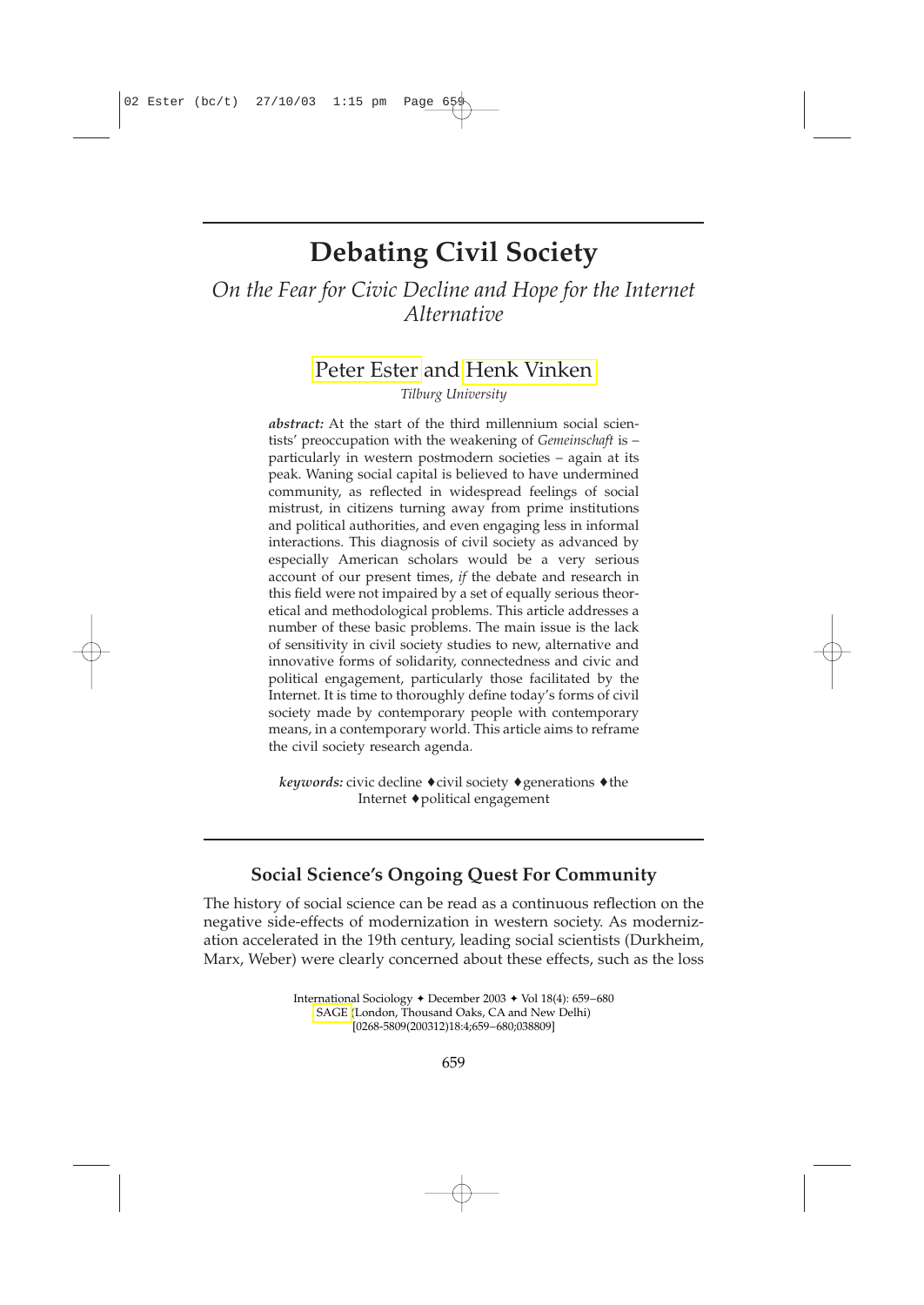# Debating Civil Society

## *On the Fear for Civic Decline and Hope for the Internet Alternative*

Peter Ester and Henk Vinken

*Tilburg University*

***abstract:*** At the start of the third millennium social scientists' preoccupation with the weakening of *Gemeinschaft* is – particularly in western postmodern societies – again at its peak. Waning social capital is believed to have undermined community, as reflected in widespread feelings of social mistrust, in citizens turning away from prime institutions and political authorities, and even engaging less in informal interactions. This diagnosis of civil society as advanced by especially American scholars would be a very serious account of our present times, *if* the debate and research in this field were not impaired by a set of equally serious theoretical and methodological problems. This article addresses a number of these basic problems. The main issue is the lack of sensitivity in civil society studies to new, alternative and innovative forms of solidarity, connectedness and civic and political engagement, particularly those facilitated by the Internet. It is time to thoroughly define today's forms of civil society made by contemporary people with contemporary means, in a contemporary world. This article aims to reframe the civil society research agenda.

***keywords:*** civic decline ♦ civil society ♦ generations ♦ the Internet ♦ political engagement

## Social Science's Ongoing Quest For Community

The history of social science can be read as a continuous reflection on the negative side-effects of modernization in western society. As modernization accelerated in the 19th century, leading social scientists (Durkheim, Marx, Weber) were clearly concerned about these effects, such as the loss

International Sociology ✦ December 2003 ✦ Vol 18(4): 659–680
SAGE (London, Thousand Oaks, CA and New Delhi)
[0268-5809(200312)18:4;659–680;038809]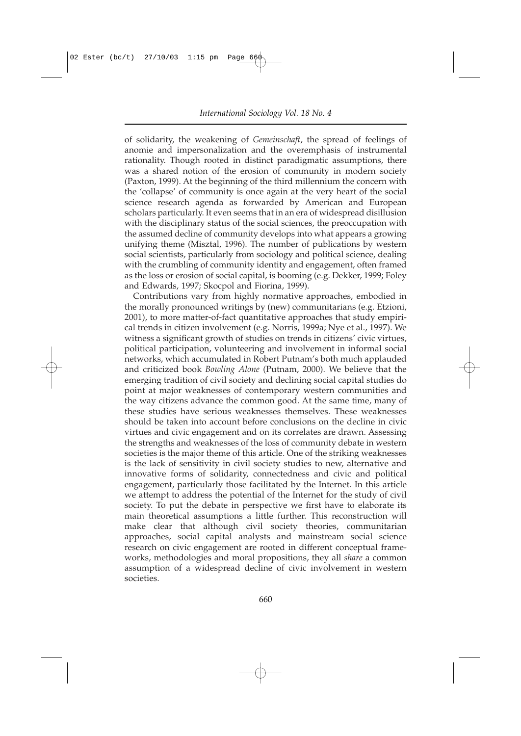of solidarity, the weakening of *Gemeinschaft*, the spread of feelings of anomie and impersonalization and the overemphasis of instrumental rationality. Though rooted in distinct paradigmatic assumptions, there was a shared notion of the erosion of community in modern society (Paxton, 1999). At the beginning of the third millennium the concern with the 'collapse' of community is once again at the very heart of the social science research agenda as forwarded by American and European scholars particularly. It even seems that in an era of widespread disillusion with the disciplinary status of the social sciences, the preoccupation with the assumed decline of community develops into what appears a growing unifying theme (Misztal, 1996). The number of publications by western social scientists, particularly from sociology and political science, dealing with the crumbling of community identity and engagement, often framed as the loss or erosion of social capital, is booming (e.g. Dekker, 1999; Foley and Edwards, 1997; Skocpol and Fiorina, 1999).

Contributions vary from highly normative approaches, embodied in the morally pronounced writings by (new) communitarians (e.g. Etzioni, 2001), to more matter-of-fact quantitative approaches that study empirical trends in citizen involvement (e.g. Norris, 1999a; Nye et al., 1997). We witness a significant growth of studies on trends in citizens' civic virtues, political participation, volunteering and involvement in informal social networks, which accumulated in Robert Putnam's both much applauded and criticized book *Bowling Alone* (Putnam, 2000). We believe that the emerging tradition of civil society and declining social capital studies do point at major weaknesses of contemporary western communities and the way citizens advance the common good. At the same time, many of these studies have serious weaknesses themselves. These weaknesses should be taken into account before conclusions on the decline in civic virtues and civic engagement and on its correlates are drawn. Assessing the strengths and weaknesses of the loss of community debate in western societies is the major theme of this article. One of the striking weaknesses is the lack of sensitivity in civil society studies to new, alternative and innovative forms of solidarity, connectedness and civic and political engagement, particularly those facilitated by the Internet. In this article we attempt to address the potential of the Internet for the study of civil society. To put the debate in perspective we first have to elaborate its main theoretical assumptions a little further. This reconstruction will make clear that although civil society theories, communitarian approaches, social capital analysts and mainstream social science research on civic engagement are rooted in different conceptual frameworks, methodologies and moral propositions, they all *share* a common assumption of a widespread decline of civic involvement in western societies.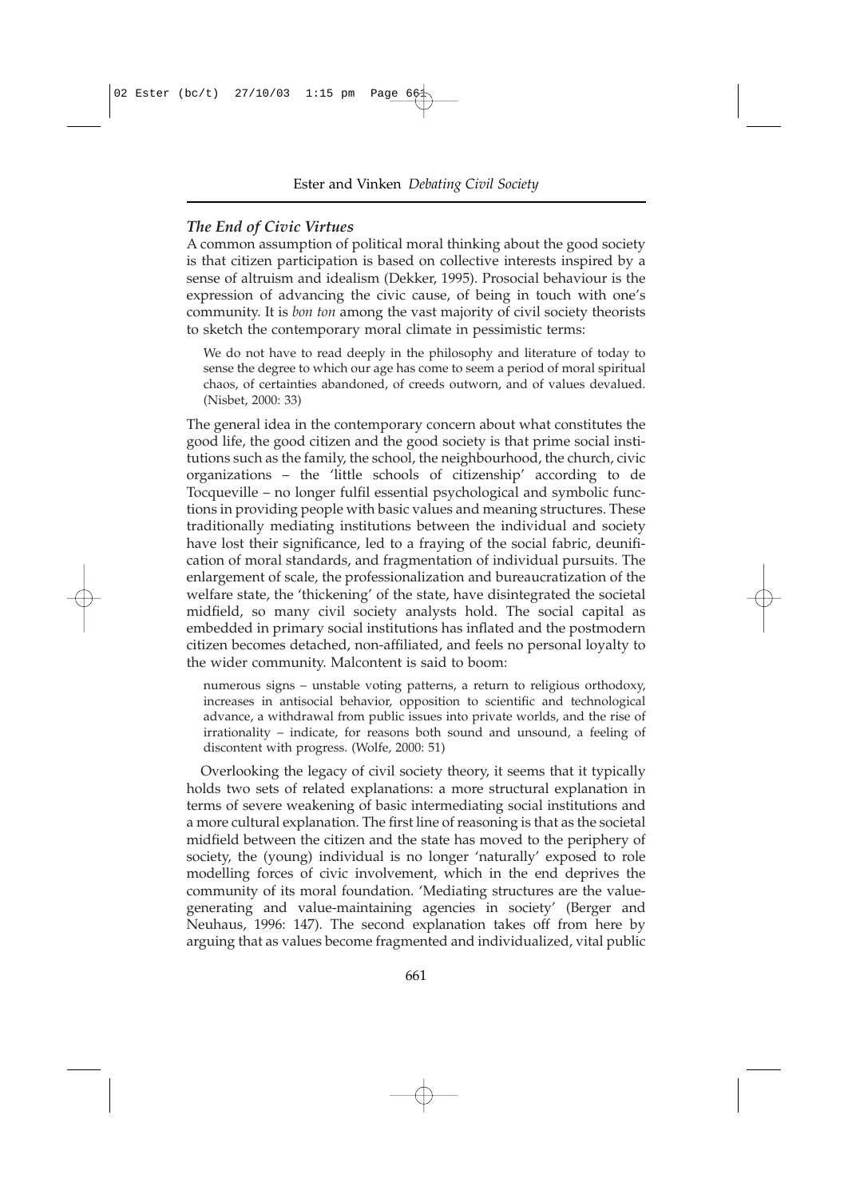### *The End of Civic Virtues*

A common assumption of political moral thinking about the good society is that citizen participation is based on collective interests inspired by a sense of altruism and idealism (Dekker, 1995). Prosocial behaviour is the expression of advancing the civic cause, of being in touch with one's community. It is *bon ton* among the vast majority of civil society theorists to sketch the contemporary moral climate in pessimistic terms:

> We do not have to read deeply in the philosophy and literature of today to sense the degree to which our age has come to seem a period of moral spiritual chaos, of certainties abandoned, of creeds outworn, and of values devalued. (Nisbet, 2000: 33)

The general idea in the contemporary concern about what constitutes the good life, the good citizen and the good society is that prime social institutions such as the family, the school, the neighbourhood, the church, civic organizations – the 'little schools of citizenship' according to de Tocqueville – no longer fulfil essential psychological and symbolic functions in providing people with basic values and meaning structures. These traditionally mediating institutions between the individual and society have lost their significance, led to a fraying of the social fabric, deunification of moral standards, and fragmentation of individual pursuits. The enlargement of scale, the professionalization and bureaucratization of the welfare state, the 'thickening' of the state, have disintegrated the societal midfield, so many civil society analysts hold. The social capital as embedded in primary social institutions has inflated and the postmodern citizen becomes detached, non-affiliated, and feels no personal loyalty to the wider community. Malcontent is said to boom:

> numerous signs – unstable voting patterns, a return to religious orthodoxy, increases in antisocial behavior, opposition to scientific and technological advance, a withdrawal from public issues into private worlds, and the rise of irrationality – indicate, for reasons both sound and unsound, a feeling of discontent with progress. (Wolfe, 2000: 51)

Overlooking the legacy of civil society theory, it seems that it typically holds two sets of related explanations: a more structural explanation in terms of severe weakening of basic intermediating social institutions and a more cultural explanation. The first line of reasoning is that as the societal midfield between the citizen and the state has moved to the periphery of society, the (young) individual is no longer 'naturally' exposed to role modelling forces of civic involvement, which in the end deprives the community of its moral foundation. 'Mediating structures are the value-generating and value-maintaining agencies in society' (Berger and Neuhaus, 1996: 147). The second explanation takes off from here by arguing that as values become fragmented and individualized, vital public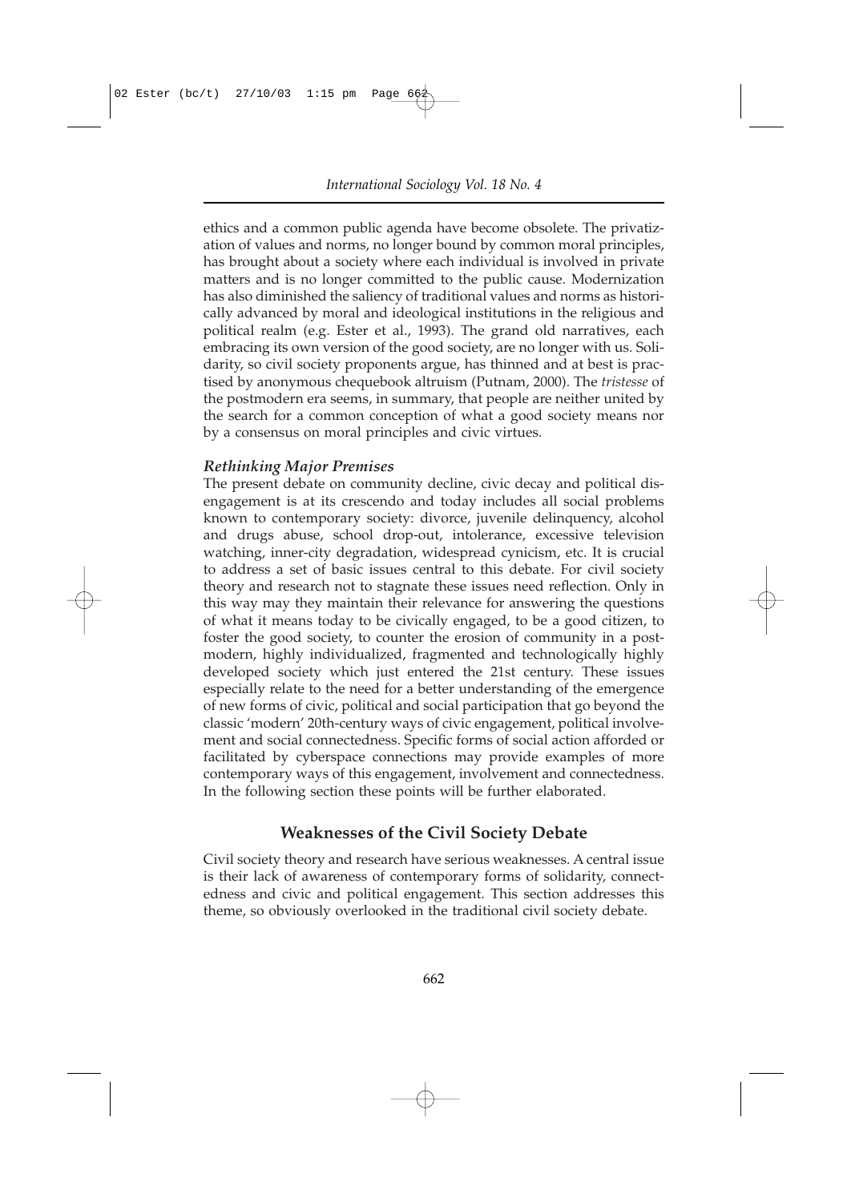ethics and a common public agenda have become obsolete. The privatization of values and norms, no longer bound by common moral principles, has brought about a society where each individual is involved in private matters and is no longer committed to the public cause. Modernization has also diminished the saliency of traditional values and norms as historically advanced by moral and ideological institutions in the religious and political realm (e.g. Ester et al., 1993). The grand old narratives, each embracing its own version of the good society, are no longer with us. Solidarity, so civil society proponents argue, has thinned and at best is practised by anonymous chequebook altruism (Putnam, 2000). The *tristesse* of the postmodern era seems, in summary, that people are neither united by the search for a common conception of what a good society means nor by a consensus on moral principles and civic virtues.

### *Rethinking Major Premises*

The present debate on community decline, civic decay and political disengagement is at its crescendo and today includes all social problems known to contemporary society: divorce, juvenile delinquency, alcohol and drugs abuse, school drop-out, intolerance, excessive television watching, inner-city degradation, widespread cynicism, etc. It is crucial to address a set of basic issues central to this debate. For civil society theory and research not to stagnate these issues need reflection. Only in this way may they maintain their relevance for answering the questions of what it means today to be civically engaged, to be a good citizen, to foster the good society, to counter the erosion of community in a postmodern, highly individualized, fragmented and technologically highly developed society which just entered the 21st century. These issues especially relate to the need for a better understanding of the emergence of new forms of civic, political and social participation that go beyond the classic 'modern' 20th-century ways of civic engagement, political involvement and social connectedness. Specific forms of social action afforded or facilitated by cyberspace connections may provide examples of more contemporary ways of this engagement, involvement and connectedness. In the following section these points will be further elaborated.

## Weaknesses of the Civil Society Debate

Civil society theory and research have serious weaknesses. A central issue is their lack of awareness of contemporary forms of solidarity, connectedness and civic and political engagement. This section addresses this theme, so obviously overlooked in the traditional civil society debate.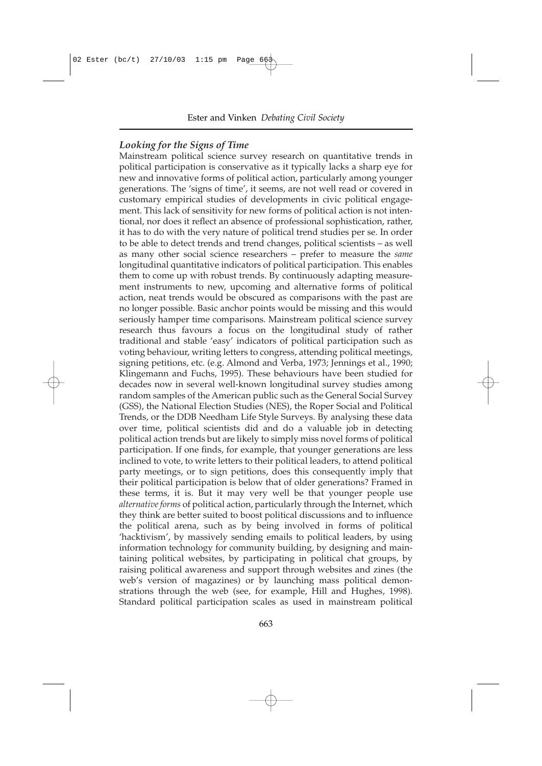### *Looking for the Signs of Time*

Mainstream political science survey research on quantitative trends in political participation is conservative as it typically lacks a sharp eye for new and innovative forms of political action, particularly among younger generations. The 'signs of time', it seems, are not well read or covered in customary empirical studies of developments in civic political engagement. This lack of sensitivity for new forms of political action is not intentional, nor does it reflect an absence of professional sophistication, rather, it has to do with the very nature of political trend studies per se. In order to be able to detect trends and trend changes, political scientists – as well as many other social science researchers – prefer to measure the *same* longitudinal quantitative indicators of political participation. This enables them to come up with robust trends. By continuously adapting measurement instruments to new, upcoming and alternative forms of political action, neat trends would be obscured as comparisons with the past are no longer possible. Basic anchor points would be missing and this would seriously hamper time comparisons. Mainstream political science survey research thus favours a focus on the longitudinal study of rather traditional and stable 'easy' indicators of political participation such as voting behaviour, writing letters to congress, attending political meetings, signing petitions, etc. (e.g. Almond and Verba, 1973; Jennings et al., 1990; Klingemann and Fuchs, 1995). These behaviours have been studied for decades now in several well-known longitudinal survey studies among random samples of the American public such as the General Social Survey (GSS), the National Election Studies (NES), the Roper Social and Political Trends, or the DDB Needham Life Style Surveys. By analysing these data over time, political scientists did and do a valuable job in detecting political action trends but are likely to simply miss novel forms of political participation. If one finds, for example, that younger generations are less inclined to vote, to write letters to their political leaders, to attend political party meetings, or to sign petitions, does this consequently imply that their political participation is below that of older generations? Framed in these terms, it is. But it may very well be that younger people use *alternative forms* of political action, particularly through the Internet, which they think are better suited to boost political discussions and to influence the political arena, such as by being involved in forms of political 'hacktivism', by massively sending emails to political leaders, by using information technology for community building, by designing and maintaining political websites, by participating in political chat groups, by raising political awareness and support through websites and zines (the web's version of magazines) or by launching mass political demonstrations through the web (see, for example, Hill and Hughes, 1998). Standard political participation scales as used in mainstream political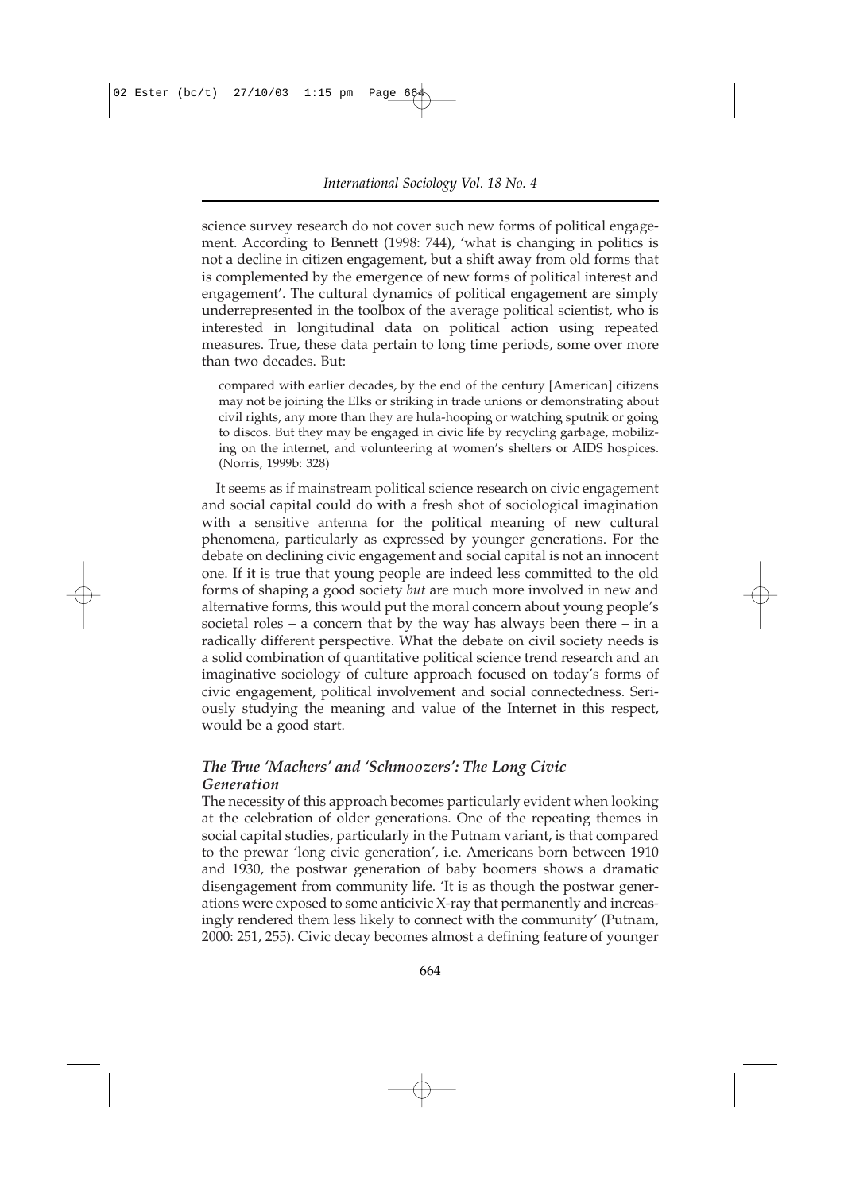science survey research do not cover such new forms of political engagement. According to Bennett (1998: 744), 'what is changing in politics is not a decline in citizen engagement, but a shift away from old forms that is complemented by the emergence of new forms of political interest and engagement'. The cultural dynamics of political engagement are simply underrepresented in the toolbox of the average political scientist, who is interested in longitudinal data on political action using repeated measures. True, these data pertain to long time periods, some over more than two decades. But:

> compared with earlier decades, by the end of the century [American] citizens may not be joining the Elks or striking in trade unions or demonstrating about civil rights, any more than they are hula-hooping or watching sputnik or going to discos. But they may be engaged in civic life by recycling garbage, mobilizing on the internet, and volunteering at women's shelters or AIDS hospices. (Norris, 1999b: 328)

It seems as if mainstream political science research on civic engagement and social capital could do with a fresh shot of sociological imagination with a sensitive antenna for the political meaning of new cultural phenomena, particularly as expressed by younger generations. For the debate on declining civic engagement and social capital is not an innocent one. If it is true that young people are indeed less committed to the old forms of shaping a good society *but* are much more involved in new and alternative forms, this would put the moral concern about young people's societal roles – a concern that by the way has always been there – in a radically different perspective. What the debate on civil society needs is a solid combination of quantitative political science trend research and an imaginative sociology of culture approach focused on today's forms of civic engagement, political involvement and social connectedness. Seriously studying the meaning and value of the Internet in this respect, would be a good start.

### *The True 'Machers' and 'Schmoozers': The Long Civic Generation*

The necessity of this approach becomes particularly evident when looking at the celebration of older generations. One of the repeating themes in social capital studies, particularly in the Putnam variant, is that compared to the prewar 'long civic generation', i.e. Americans born between 1910 and 1930, the postwar generation of baby boomers shows a dramatic disengagement from community life. 'It is as though the postwar generations were exposed to some anticivic X-ray that permanently and increasingly rendered them less likely to connect with the community' (Putnam, 2000: 251, 255). Civic decay becomes almost a defining feature of younger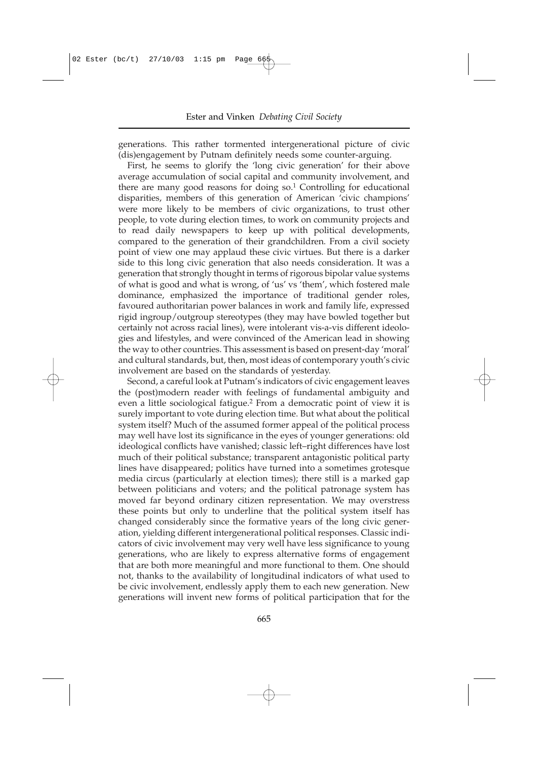generations. This rather tormented intergenerational picture of civic (dis)engagement by Putnam definitely needs some counter-arguing.

First, he seems to glorify the 'long civic generation' for their above average accumulation of social capital and community involvement, and there are many good reasons for doing so.[1] Controlling for educational disparities, members of this generation of American 'civic champions' were more likely to be members of civic organizations, to trust other people, to vote during election times, to work on community projects and to read daily newspapers to keep up with political developments, compared to the generation of their grandchildren. From a civil society point of view one may applaud these civic virtues. But there is a darker side to this long civic generation that also needs consideration. It was a generation that strongly thought in terms of rigorous bipolar value systems of what is good and what is wrong, of 'us' vs 'them', which fostered male dominance, emphasized the importance of traditional gender roles, favoured authoritarian power balances in work and family life, expressed rigid ingroup/outgroup stereotypes (they may have bowled together but certainly not across racial lines), were intolerant vis-a-vis different ideologies and lifestyles, and were convinced of the American lead in showing the way to other countries. This assessment is based on present-day 'moral' and cultural standards, but, then, most ideas of contemporary youth's civic involvement are based on the standards of yesterday.

Second, a careful look at Putnam's indicators of civic engagement leaves the (post)modern reader with feelings of fundamental ambiguity and even a little sociological fatigue.[2] From a democratic point of view it is surely important to vote during election time. But what about the political system itself? Much of the assumed former appeal of the political process may well have lost its significance in the eyes of younger generations: old ideological conflicts have vanished; classic left–right differences have lost much of their political substance; transparent antagonistic political party lines have disappeared; politics have turned into a sometimes grotesque media circus (particularly at election times); there still is a marked gap between politicians and voters; and the political patronage system has moved far beyond ordinary citizen representation. We may overstress these points but only to underline that the political system itself has changed considerably since the formative years of the long civic generation, yielding different intergenerational political responses. Classic indicators of civic involvement may very well have less significance to young generations, who are likely to express alternative forms of engagement that are both more meaningful and more functional to them. One should not, thanks to the availability of longitudinal indicators of what used to be civic involvement, endlessly apply them to each new generation. New generations will invent new forms of political participation that for the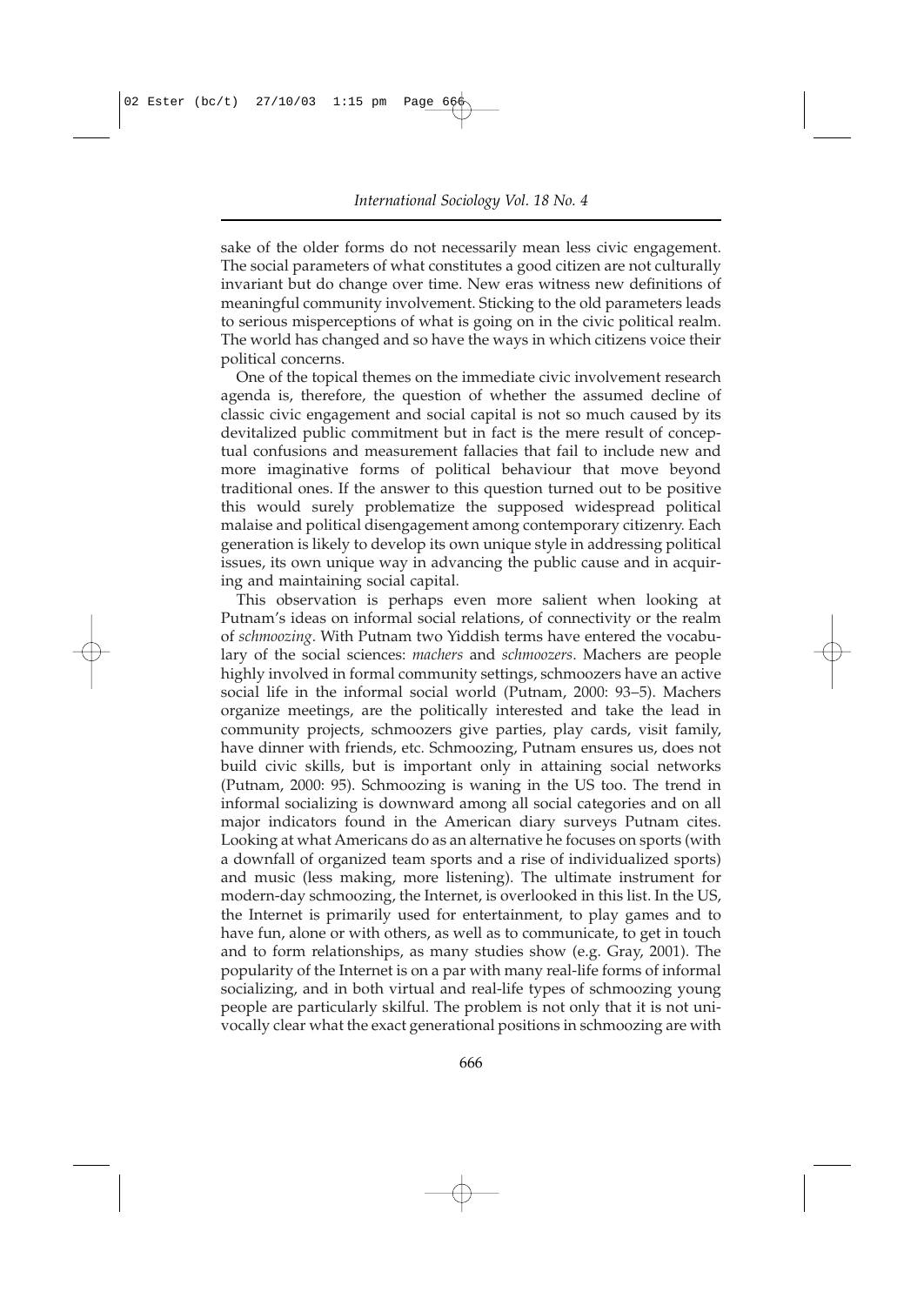sake of the older forms do not necessarily mean less civic engagement. The social parameters of what constitutes a good citizen are not culturally invariant but do change over time. New eras witness new definitions of meaningful community involvement. Sticking to the old parameters leads to serious misperceptions of what is going on in the civic political realm. The world has changed and so have the ways in which citizens voice their political concerns.

One of the topical themes on the immediate civic involvement research agenda is, therefore, the question of whether the assumed decline of classic civic engagement and social capital is not so much caused by its devitalized public commitment but in fact is the mere result of conceptual confusions and measurement fallacies that fail to include new and more imaginative forms of political behaviour that move beyond traditional ones. If the answer to this question turned out to be positive this would surely problematize the supposed widespread political malaise and political disengagement among contemporary citizenry. Each generation is likely to develop its own unique style in addressing political issues, its own unique way in advancing the public cause and in acquiring and maintaining social capital.

This observation is perhaps even more salient when looking at Putnam's ideas on informal social relations, of connectivity or the realm of *schmoozing*. With Putnam two Yiddish terms have entered the vocabulary of the social sciences: *machers* and *schmoozers*. Machers are people highly involved in formal community settings, schmoozers have an active social life in the informal social world (Putnam, 2000: 93–5). Machers organize meetings, are the politically interested and take the lead in community projects, schmoozers give parties, play cards, visit family, have dinner with friends, etc. Schmoozing, Putnam ensures us, does not build civic skills, but is important only in attaining social networks (Putnam, 2000: 95). Schmoozing is waning in the US too. The trend in informal socializing is downward among all social categories and on all major indicators found in the American diary surveys Putnam cites. Looking at what Americans do as an alternative he focuses on sports (with a downfall of organized team sports and a rise of individualized sports) and music (less making, more listening). The ultimate instrument for modern-day schmoozing, the Internet, is overlooked in this list. In the US, the Internet is primarily used for entertainment, to play games and to have fun, alone or with others, as well as to communicate, to get in touch and to form relationships, as many studies show (e.g. Gray, 2001). The popularity of the Internet is on a par with many real-life forms of informal socializing, and in both virtual and real-life types of schmoozing young people are particularly skilful. The problem is not only that it is not univocally clear what the exact generational positions in schmoozing are with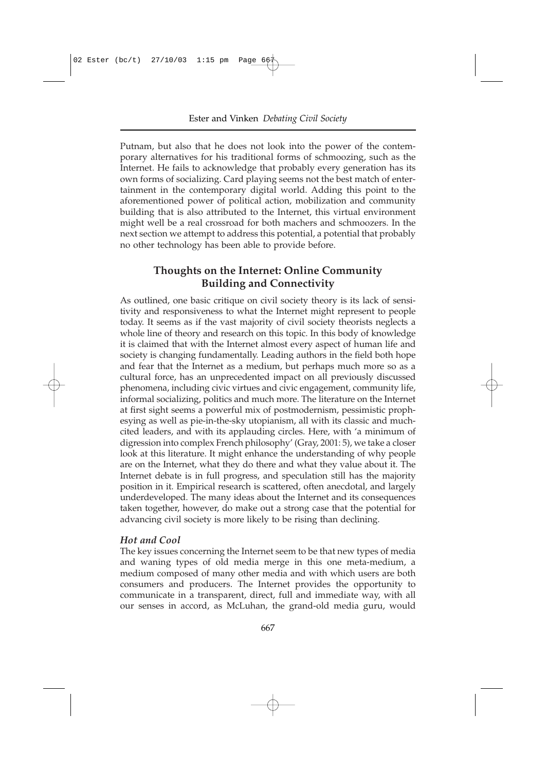Putnam, but also that he does not look into the power of the contemporary alternatives for his traditional forms of schmoozing, such as the Internet. He fails to acknowledge that probably every generation has its own forms of socializing. Card playing seems not the best match of entertainment in the contemporary digital world. Adding this point to the aforementioned power of political action, mobilization and community building that is also attributed to the Internet, this virtual environment might well be a real crossroad for both machers and schmoozers. In the next section we attempt to address this potential, a potential that probably no other technology has been able to provide before.

## Thoughts on the Internet: Online Community Building and Connectivity

As outlined, one basic critique on civil society theory is its lack of sensitivity and responsiveness to what the Internet might represent to people today. It seems as if the vast majority of civil society theorists neglects a whole line of theory and research on this topic. In this body of knowledge it is claimed that with the Internet almost every aspect of human life and society is changing fundamentally. Leading authors in the field both hope and fear that the Internet as a medium, but perhaps much more so as a cultural force, has an unprecedented impact on all previously discussed phenomena, including civic virtues and civic engagement, community life, informal socializing, politics and much more. The literature on the Internet at first sight seems a powerful mix of postmodernism, pessimistic prophesying as well as pie-in-the-sky utopianism, all with its classic and much-cited leaders, and with its applauding circles. Here, with 'a minimum of digression into complex French philosophy' (Gray, 2001: 5), we take a closer look at this literature. It might enhance the understanding of why people are on the Internet, what they do there and what they value about it. The Internet debate is in full progress, and speculation still has the majority position in it. Empirical research is scattered, often anecdotal, and largely underdeveloped. The many ideas about the Internet and its consequences taken together, however, do make out a strong case that the potential for advancing civil society is more likely to be rising than declining.

### *Hot and Cool*

The key issues concerning the Internet seem to be that new types of media and waning types of old media merge in this one meta-medium, a medium composed of many other media and with which users are both consumers and producers. The Internet provides the opportunity to communicate in a transparent, direct, full and immediate way, with all our senses in accord, as McLuhan, the grand-old media guru, would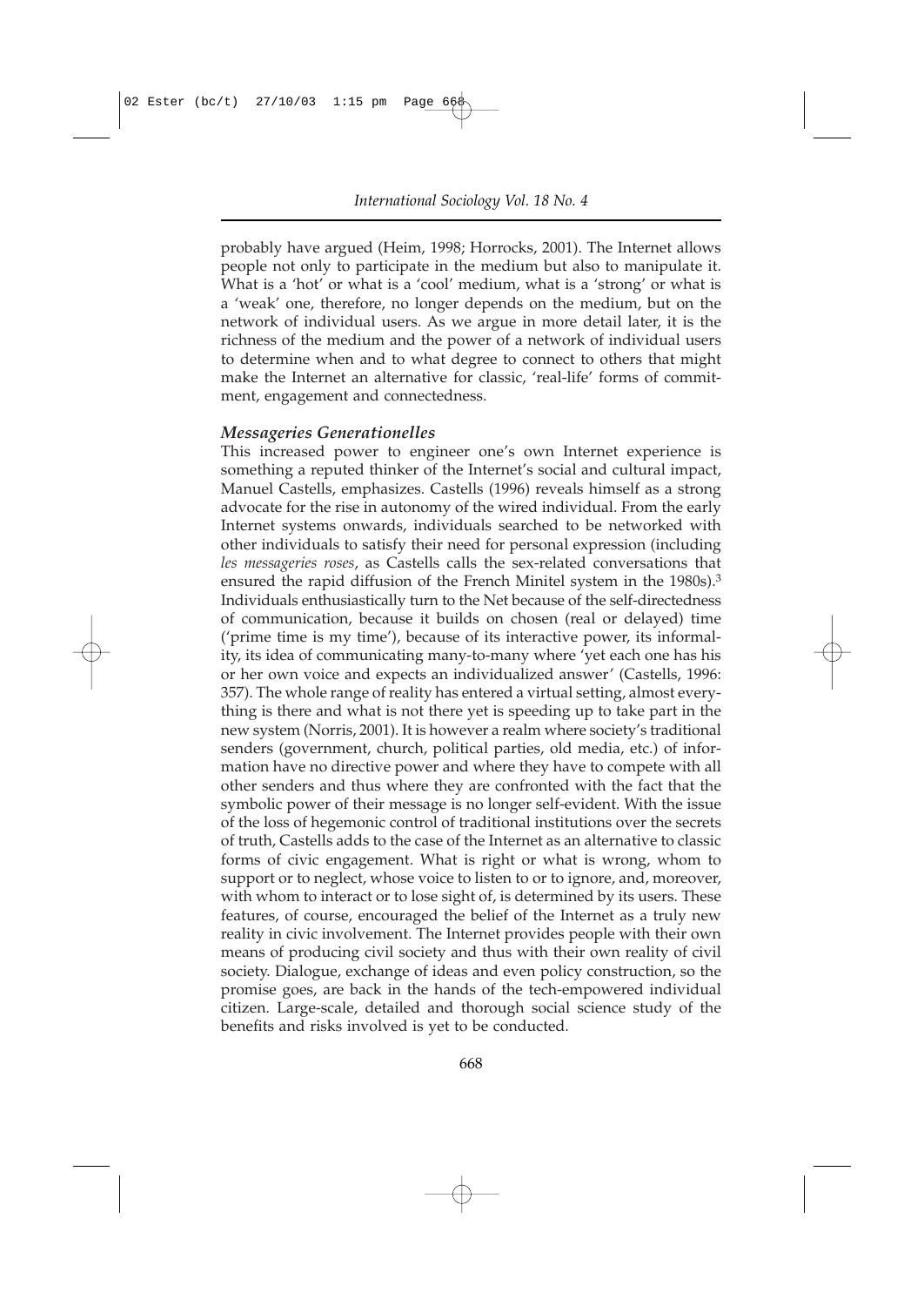probably have argued (Heim, 1998; Horrocks, 2001). The Internet allows people not only to participate in the medium but also to manipulate it. What is a 'hot' or what is a 'cool' medium, what is a 'strong' or what is a 'weak' one, therefore, no longer depends on the medium, but on the network of individual users. As we argue in more detail later, it is the richness of the medium and the power of a network of individual users to determine when and to what degree to connect to others that might make the Internet an alternative for classic, 'real-life' forms of commitment, engagement and connectedness.

### *Messageries Generationelles*

This increased power to engineer one's own Internet experience is something a reputed thinker of the Internet's social and cultural impact, Manuel Castells, emphasizes. Castells (1996) reveals himself as a strong advocate for the rise in autonomy of the wired individual. From the early Internet systems onwards, individuals searched to be networked with other individuals to satisfy their need for personal expression (including *les messageries roses*, as Castells calls the sex-related conversations that ensured the rapid diffusion of the French Minitel system in the 1980s).[3] Individuals enthusiastically turn to the Net because of the self-directedness of communication, because it builds on chosen (real or delayed) time ('prime time is my time'), because of its interactive power, its informality, its idea of communicating many-to-many where 'yet each one has his or her own voice and expects an individualized answer' (Castells, 1996: 357). The whole range of reality has entered a virtual setting, almost everything is there and what is not there yet is speeding up to take part in the new system (Norris, 2001). It is however a realm where society's traditional senders (government, church, political parties, old media, etc.) of information have no directive power and where they have to compete with all other senders and thus where they are confronted with the fact that the symbolic power of their message is no longer self-evident. With the issue of the loss of hegemonic control of traditional institutions over the secrets of truth, Castells adds to the case of the Internet as an alternative to classic forms of civic engagement. What is right or what is wrong, whom to support or to neglect, whose voice to listen to or to ignore, and, moreover, with whom to interact or to lose sight of, is determined by its users. These features, of course, encouraged the belief of the Internet as a truly new reality in civic involvement. The Internet provides people with their own means of producing civil society and thus with their own reality of civil society. Dialogue, exchange of ideas and even policy construction, so the promise goes, are back in the hands of the tech-empowered individual citizen. Large-scale, detailed and thorough social science study of the benefits and risks involved is yet to be conducted.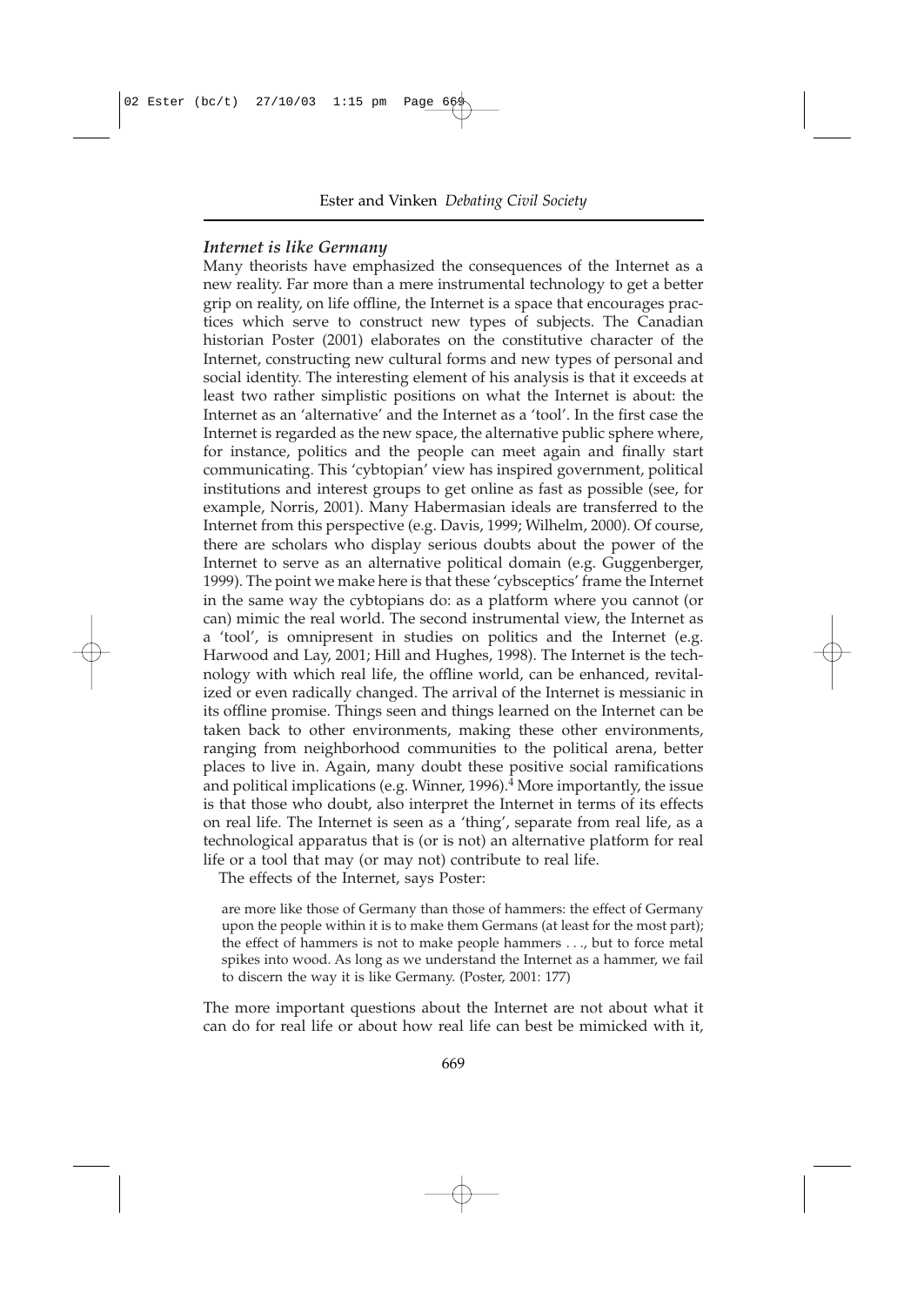### *Internet is like Germany*

Many theorists have emphasized the consequences of the Internet as a new reality. Far more than a mere instrumental technology to get a better grip on reality, on life offline, the Internet is a space that encourages practices which serve to construct new types of subjects. The Canadian historian Poster (2001) elaborates on the constitutive character of the Internet, constructing new cultural forms and new types of personal and social identity. The interesting element of his analysis is that it exceeds at least two rather simplistic positions on what the Internet is about: the Internet as an 'alternative' and the Internet as a 'tool'. In the first case the Internet is regarded as the new space, the alternative public sphere where, for instance, politics and the people can meet again and finally start communicating. This 'cybtopian' view has inspired government, political institutions and interest groups to get online as fast as possible (see, for example, Norris, 2001). Many Habermasian ideals are transferred to the Internet from this perspective (e.g. Davis, 1999; Wilhelm, 2000). Of course, there are scholars who display serious doubts about the power of the Internet to serve as an alternative political domain (e.g. Guggenberger, 1999). The point we make here is that these 'cybsceptics' frame the Internet in the same way the cybtopians do: as a platform where you cannot (or can) mimic the real world. The second instrumental view, the Internet as a 'tool', is omnipresent in studies on politics and the Internet (e.g. Harwood and Lay, 2001; Hill and Hughes, 1998). The Internet is the technology with which real life, the offline world, can be enhanced, revitalized or even radically changed. The arrival of the Internet is messianic in its offline promise. Things seen and things learned on the Internet can be taken back to other environments, making these other environments, ranging from neighborhood communities to the political arena, better places to live in. Again, many doubt these positive social ramifications and political implications (e.g. Winner, 1996).[4] More importantly, the issue is that those who doubt, also interpret the Internet in terms of its effects on real life. The Internet is seen as a 'thing', separate from real life, as a technological apparatus that is (or is not) an alternative platform for real life or a tool that may (or may not) contribute to real life.

The effects of the Internet, says Poster:

> are more like those of Germany than those of hammers: the effect of Germany upon the people within it is to make them Germans (at least for the most part); the effect of hammers is not to make people hammers . . ., but to force metal spikes into wood. As long as we understand the Internet as a hammer, we fail to discern the way it is like Germany. (Poster, 2001: 177)

The more important questions about the Internet are not about what it can do for real life or about how real life can best be mimicked with it,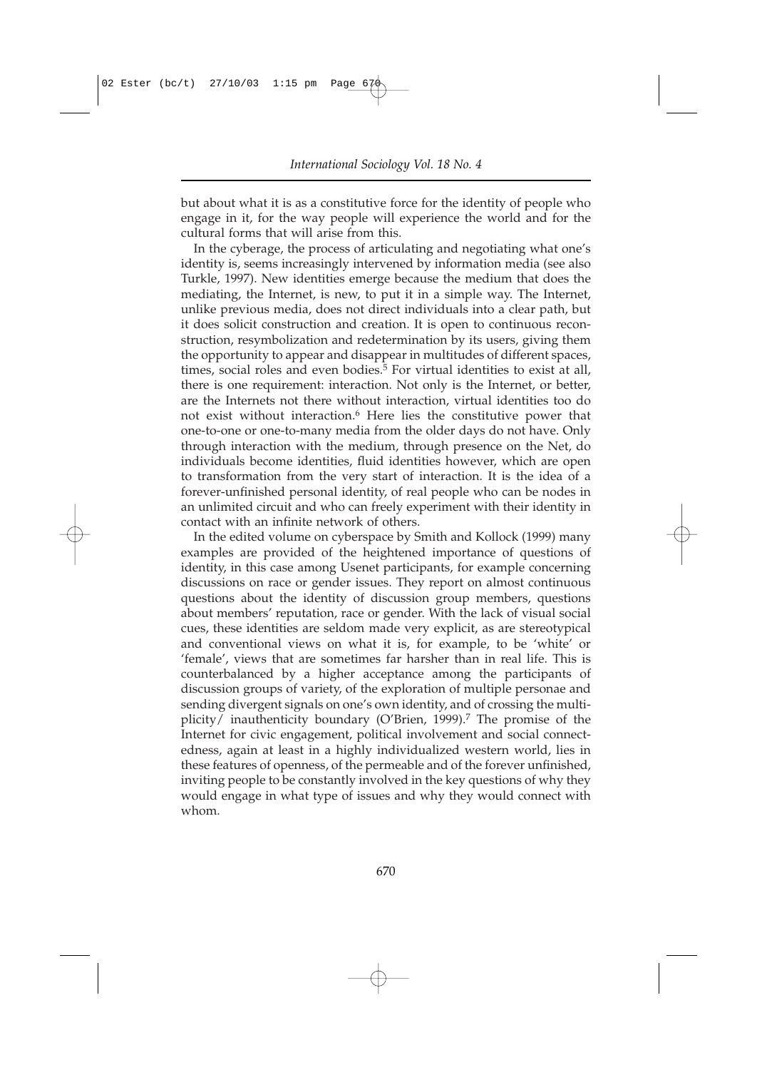but about what it is as a constitutive force for the identity of people who engage in it, for the way people will experience the world and for the cultural forms that will arise from this.

In the cyberage, the process of articulating and negotiating what one's identity is, seems increasingly intervened by information media (see also Turkle, 1997). New identities emerge because the medium that does the mediating, the Internet, is new, to put it in a simple way. The Internet, unlike previous media, does not direct individuals into a clear path, but it does solicit construction and creation. It is open to continuous reconstruction, resymbolization and redetermination by its users, giving them the opportunity to appear and disappear in multitudes of different spaces, times, social roles and even bodies.[5] For virtual identities to exist at all, there is one requirement: interaction. Not only is the Internet, or better, are the Internets not there without interaction, virtual identities too do not exist without interaction.[6] Here lies the constitutive power that one-to-one or one-to-many media from the older days do not have. Only through interaction with the medium, through presence on the Net, do individuals become identities, fluid identities however, which are open to transformation from the very start of interaction. It is the idea of a forever-unfinished personal identity, of real people who can be nodes in an unlimited circuit and who can freely experiment with their identity in contact with an infinite network of others.

In the edited volume on cyberspace by Smith and Kollock (1999) many examples are provided of the heightened importance of questions of identity, in this case among Usenet participants, for example concerning discussions on race or gender issues. They report on almost continuous questions about the identity of discussion group members, questions about members' reputation, race or gender. With the lack of visual social cues, these identities are seldom made very explicit, as are stereotypical and conventional views on what it is, for example, to be 'white' or 'female', views that are sometimes far harsher than in real life. This is counterbalanced by a higher acceptance among the participants of discussion groups of variety, of the exploration of multiple personae and sending divergent signals on one's own identity, and of crossing the multiplicity/ inauthenticity boundary (O'Brien, 1999).[7] The promise of the Internet for civic engagement, political involvement and social connectedness, again at least in a highly individualized western world, lies in these features of openness, of the permeable and of the forever unfinished, inviting people to be constantly involved in the key questions of why they would engage in what type of issues and why they would connect with whom.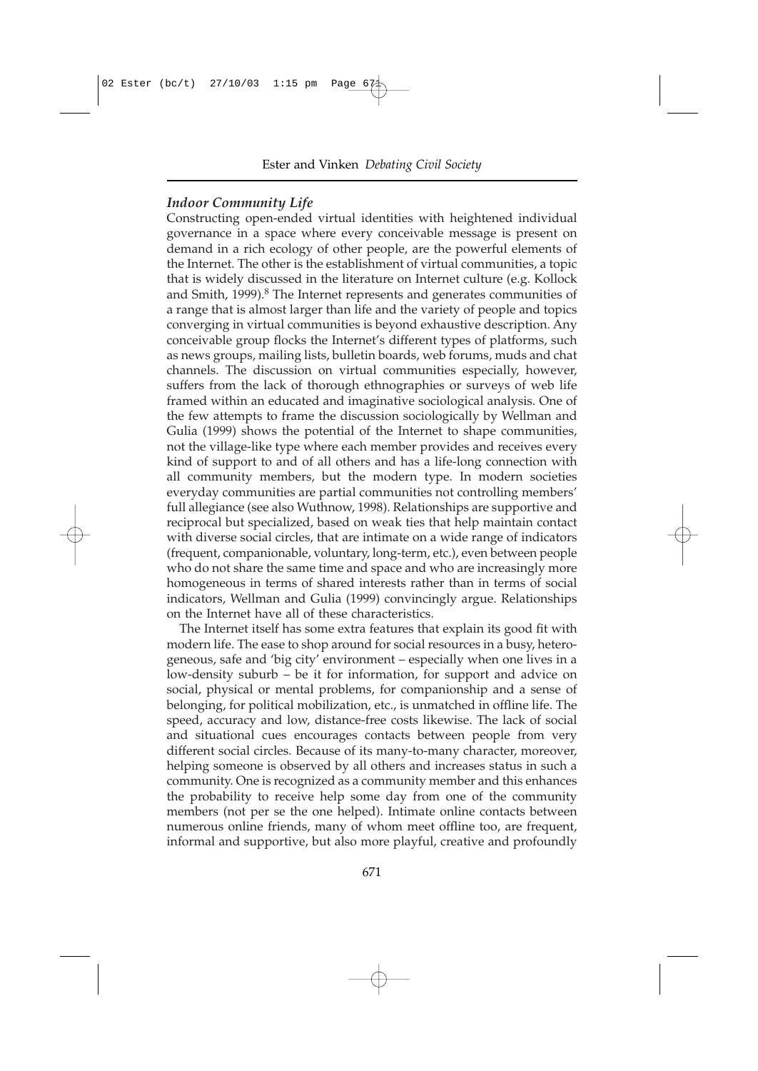### *Indoor Community Life*

Constructing open-ended virtual identities with heightened individual governance in a space where every conceivable message is present on demand in a rich ecology of other people, are the powerful elements of the Internet. The other is the establishment of virtual communities, a topic that is widely discussed in the literature on Internet culture (e.g. Kollock and Smith, 1999).[8] The Internet represents and generates communities of a range that is almost larger than life and the variety of people and topics converging in virtual communities is beyond exhaustive description. Any conceivable group flocks the Internet's different types of platforms, such as news groups, mailing lists, bulletin boards, web forums, muds and chat channels. The discussion on virtual communities especially, however, suffers from the lack of thorough ethnographies or surveys of web life framed within an educated and imaginative sociological analysis. One of the few attempts to frame the discussion sociologically by Wellman and Gulia (1999) shows the potential of the Internet to shape communities, not the village-like type where each member provides and receives every kind of support to and of all others and has a life-long connection with all community members, but the modern type. In modern societies everyday communities are partial communities not controlling members' full allegiance (see also Wuthnow, 1998). Relationships are supportive and reciprocal but specialized, based on weak ties that help maintain contact with diverse social circles, that are intimate on a wide range of indicators (frequent, companionable, voluntary, long-term, etc.), even between people who do not share the same time and space and who are increasingly more homogeneous in terms of shared interests rather than in terms of social indicators, Wellman and Gulia (1999) convincingly argue. Relationships on the Internet have all of these characteristics.

The Internet itself has some extra features that explain its good fit with modern life. The ease to shop around for social resources in a busy, heterogeneous, safe and 'big city' environment – especially when one lives in a low-density suburb – be it for information, for support and advice on social, physical or mental problems, for companionship and a sense of belonging, for political mobilization, etc., is unmatched in offline life. The speed, accuracy and low, distance-free costs likewise. The lack of social and situational cues encourages contacts between people from very different social circles. Because of its many-to-many character, moreover, helping someone is observed by all others and increases status in such a community. One is recognized as a community member and this enhances the probability to receive help some day from one of the community members (not per se the one helped). Intimate online contacts between numerous online friends, many of whom meet offline too, are frequent, informal and supportive, but also more playful, creative and profoundly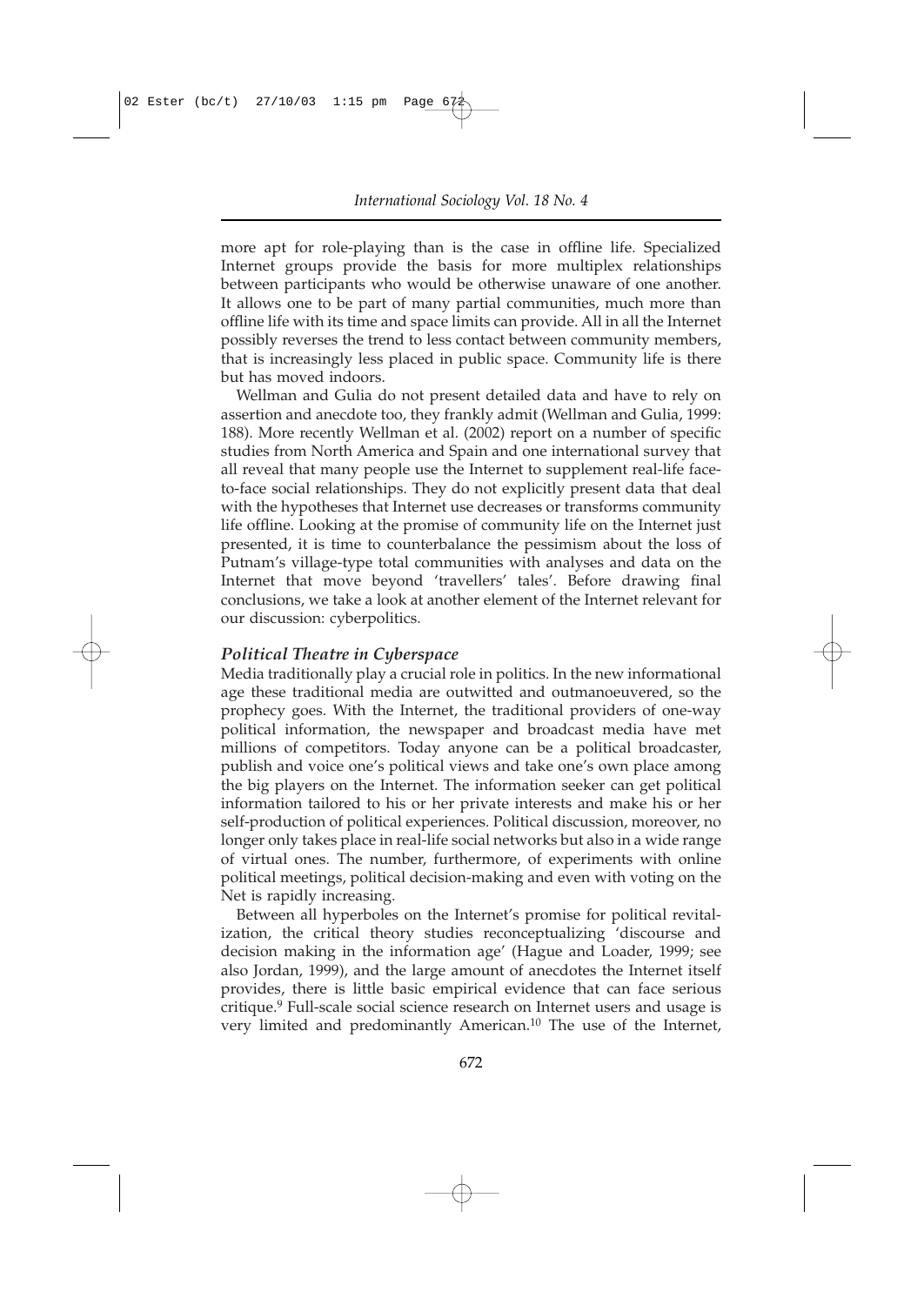more apt for role-playing than is the case in offline life. Specialized Internet groups provide the basis for more multiplex relationships between participants who would be otherwise unaware of one another. It allows one to be part of many partial communities, much more than offline life with its time and space limits can provide. All in all the Internet possibly reverses the trend to less contact between community members, that is increasingly less placed in public space. Community life is there but has moved indoors.

Wellman and Gulia do not present detailed data and have to rely on assertion and anecdote too, they frankly admit (Wellman and Gulia, 1999: 188). More recently Wellman et al. (2002) report on a number of specific studies from North America and Spain and one international survey that all reveal that many people use the Internet to supplement real-life face-to-face social relationships. They do not explicitly present data that deal with the hypotheses that Internet use decreases or transforms community life offline. Looking at the promise of community life on the Internet just presented, it is time to counterbalance the pessimism about the loss of Putnam's village-type total communities with analyses and data on the Internet that move beyond 'travellers' tales'. Before drawing final conclusions, we take a look at another element of the Internet relevant for our discussion: cyberpolitics.

### *Political Theatre in Cyberspace*

Media traditionally play a crucial role in politics. In the new informational age these traditional media are outwitted and outmanoeuvered, so the prophecy goes. With the Internet, the traditional providers of one-way political information, the newspaper and broadcast media have met millions of competitors. Today anyone can be a political broadcaster, publish and voice one's political views and take one's own place among the big players on the Internet. The information seeker can get political information tailored to his or her private interests and make his or her self-production of political experiences. Political discussion, moreover, no longer only takes place in real-life social networks but also in a wide range of virtual ones. The number, furthermore, of experiments with online political meetings, political decision-making and even with voting on the Net is rapidly increasing.

Between all hyperboles on the Internet's promise for political revitalization, the critical theory studies reconceptualizing 'discourse and decision making in the information age' (Hague and Loader, 1999; see also Jordan, 1999), and the large amount of anecdotes the Internet itself provides, there is little basic empirical evidence that can face serious critique.[9] Full-scale social science research on Internet users and usage is very limited and predominantly American.[10] The use of the Internet,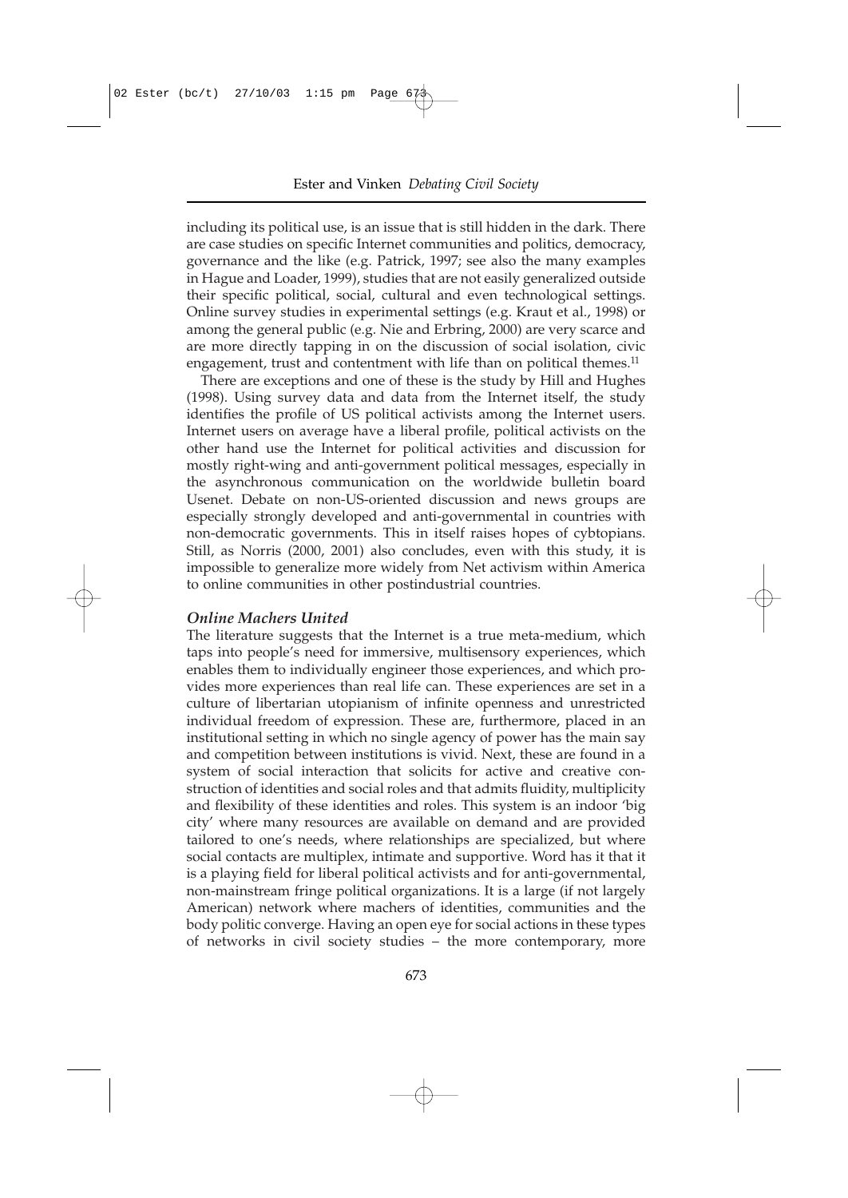including its political use, is an issue that is still hidden in the dark. There are case studies on specific Internet communities and politics, democracy, governance and the like (e.g. Patrick, 1997; see also the many examples in Hague and Loader, 1999), studies that are not easily generalized outside their specific political, social, cultural and even technological settings. Online survey studies in experimental settings (e.g. Kraut et al., 1998) or among the general public (e.g. Nie and Erbring, 2000) are very scarce and are more directly tapping in on the discussion of social isolation, civic engagement, trust and contentment with life than on political themes.[11]

There are exceptions and one of these is the study by Hill and Hughes (1998). Using survey data and data from the Internet itself, the study identifies the profile of US political activists among the Internet users. Internet users on average have a liberal profile, political activists on the other hand use the Internet for political activities and discussion for mostly right-wing and anti-government political messages, especially in the asynchronous communication on the worldwide bulletin board Usenet. Debate on non-US-oriented discussion and news groups are especially strongly developed and anti-governmental in countries with non-democratic governments. This in itself raises hopes of cybtopians. Still, as Norris (2000, 2001) also concludes, even with this study, it is impossible to generalize more widely from Net activism within America to online communities in other postindustrial countries.

### *Online Machers United*

The literature suggests that the Internet is a true meta-medium, which taps into people's need for immersive, multisensory experiences, which enables them to individually engineer those experiences, and which provides more experiences than real life can. These experiences are set in a culture of libertarian utopianism of infinite openness and unrestricted individual freedom of expression. These are, furthermore, placed in an institutional setting in which no single agency of power has the main say and competition between institutions is vivid. Next, these are found in a system of social interaction that solicits for active and creative construction of identities and social roles and that admits fluidity, multiplicity and flexibility of these identities and roles. This system is an indoor 'big city' where many resources are available on demand and are provided tailored to one's needs, where relationships are specialized, but where social contacts are multiplex, intimate and supportive. Word has it that it is a playing field for liberal political activists and for anti-governmental, non-mainstream fringe political organizations. It is a large (if not largely American) network where machers of identities, communities and the body politic converge. Having an open eye for social actions in these types of networks in civil society studies – the more contemporary, more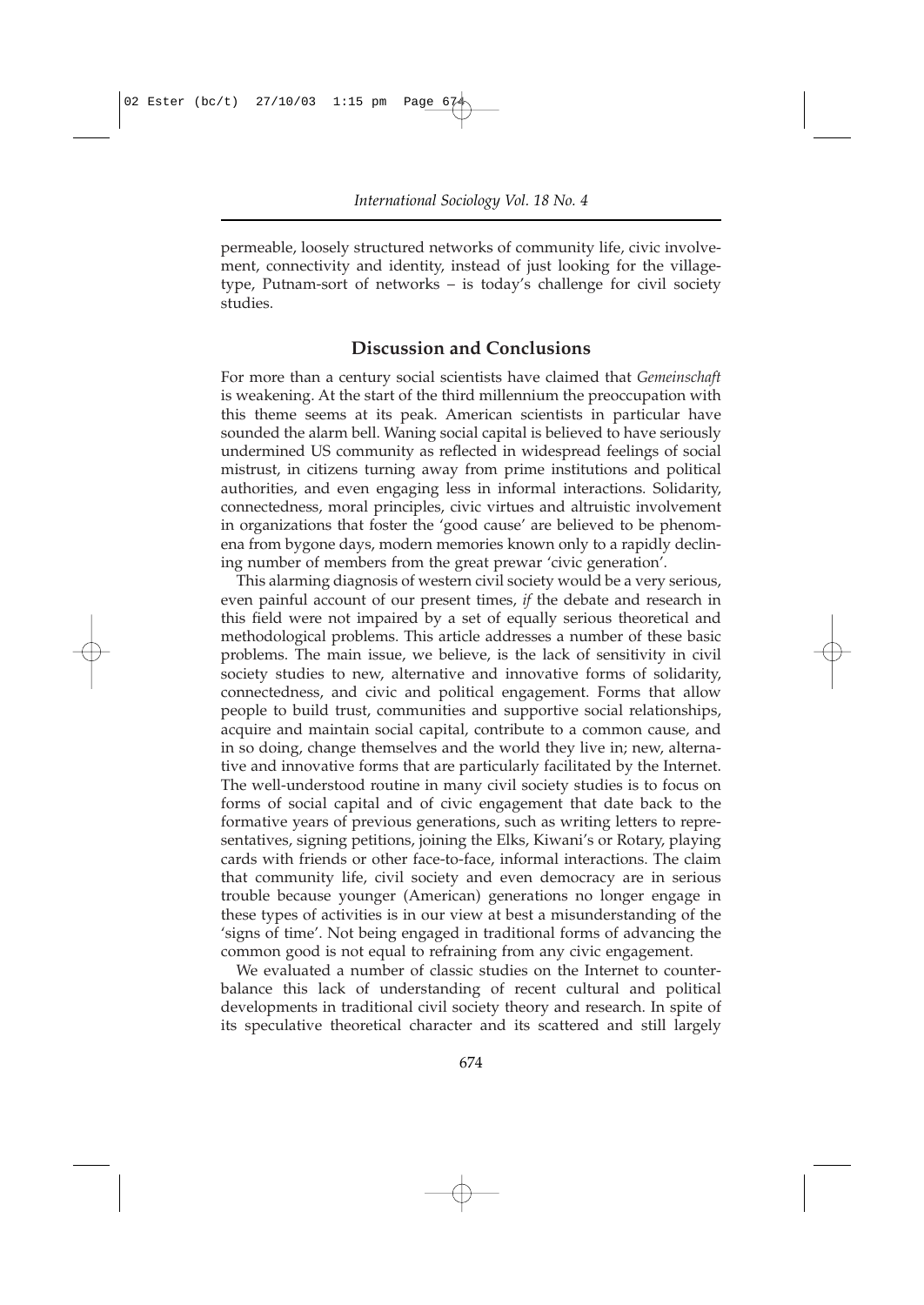permeable, loosely structured networks of community life, civic involvement, connectivity and identity, instead of just looking for the village-type, Putnam-sort of networks – is today's challenge for civil society studies.

## Discussion and Conclusions

For more than a century social scientists have claimed that *Gemeinschaft* is weakening. At the start of the third millennium the preoccupation with this theme seems at its peak. American scientists in particular have sounded the alarm bell. Waning social capital is believed to have seriously undermined US community as reflected in widespread feelings of social mistrust, in citizens turning away from prime institutions and political authorities, and even engaging less in informal interactions. Solidarity, connectedness, moral principles, civic virtues and altruistic involvement in organizations that foster the 'good cause' are believed to be phenomena from bygone days, modern memories known only to a rapidly declining number of members from the great prewar 'civic generation'.

This alarming diagnosis of western civil society would be a very serious, even painful account of our present times, *if* the debate and research in this field were not impaired by a set of equally serious theoretical and methodological problems. This article addresses a number of these basic problems. The main issue, we believe, is the lack of sensitivity in civil society studies to new, alternative and innovative forms of solidarity, connectedness, and civic and political engagement. Forms that allow people to build trust, communities and supportive social relationships, acquire and maintain social capital, contribute to a common cause, and in so doing, change themselves and the world they live in; new, alternative and innovative forms that are particularly facilitated by the Internet. The well-understood routine in many civil society studies is to focus on forms of social capital and of civic engagement that date back to the formative years of previous generations, such as writing letters to representatives, signing petitions, joining the Elks, Kiwani's or Rotary, playing cards with friends or other face-to-face, informal interactions. The claim that community life, civil society and even democracy are in serious trouble because younger (American) generations no longer engage in these types of activities is in our view at best a misunderstanding of the 'signs of time'. Not being engaged in traditional forms of advancing the common good is not equal to refraining from any civic engagement.

We evaluated a number of classic studies on the Internet to counterbalance this lack of understanding of recent cultural and political developments in traditional civil society theory and research. In spite of its speculative theoretical character and its scattered and still largely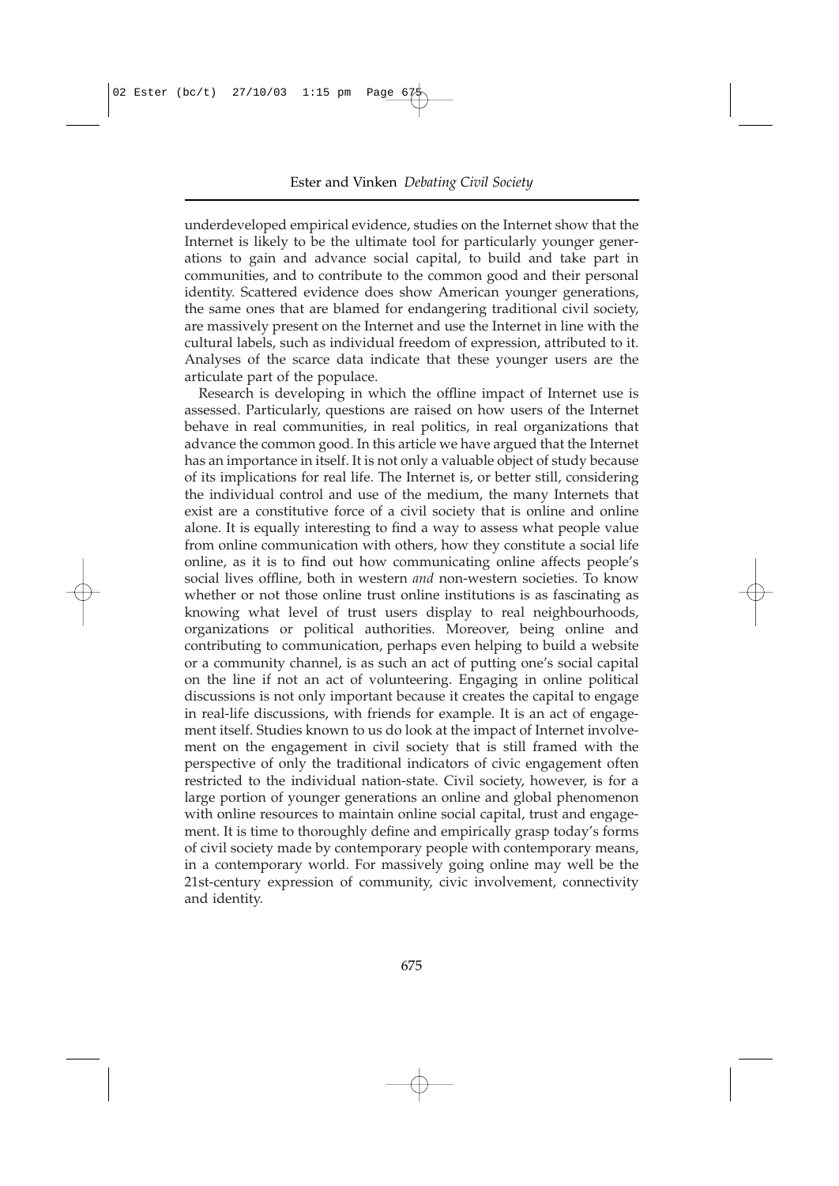underdeveloped empirical evidence, studies on the Internet show that the Internet is likely to be the ultimate tool for particularly younger generations to gain and advance social capital, to build and take part in communities, and to contribute to the common good and their personal identity. Scattered evidence does show American younger generations, the same ones that are blamed for endangering traditional civil society, are massively present on the Internet and use the Internet in line with the cultural labels, such as individual freedom of expression, attributed to it. Analyses of the scarce data indicate that these younger users are the articulate part of the populace.

Research is developing in which the offline impact of Internet use is assessed. Particularly, questions are raised on how users of the Internet behave in real communities, in real politics, in real organizations that advance the common good. In this article we have argued that the Internet has an importance in itself. It is not only a valuable object of study because of its implications for real life. The Internet is, or better still, considering the individual control and use of the medium, the many Internets that exist are a constitutive force of a civil society that is online and online alone. It is equally interesting to find a way to assess what people value from online communication with others, how they constitute a social life online, as it is to find out how communicating online affects people's social lives offline, both in western *and* non-western societies. To know whether or not those online trust online institutions is as fascinating as knowing what level of trust users display to real neighbourhoods, organizations or political authorities. Moreover, being online and contributing to communication, perhaps even helping to build a website or a community channel, is as such an act of putting one's social capital on the line if not an act of volunteering. Engaging in online political discussions is not only important because it creates the capital to engage in real-life discussions, with friends for example. It is an act of engagement itself. Studies known to us do look at the impact of Internet involvement on the engagement in civil society that is still framed with the perspective of only the traditional indicators of civic engagement often restricted to the individual nation-state. Civil society, however, is for a large portion of younger generations an online and global phenomenon with online resources to maintain online social capital, trust and engagement. It is time to thoroughly define and empirically grasp today's forms of civil society made by contemporary people with contemporary means, in a contemporary world. For massively going online may well be the 21st-century expression of community, civic involvement, connectivity and identity.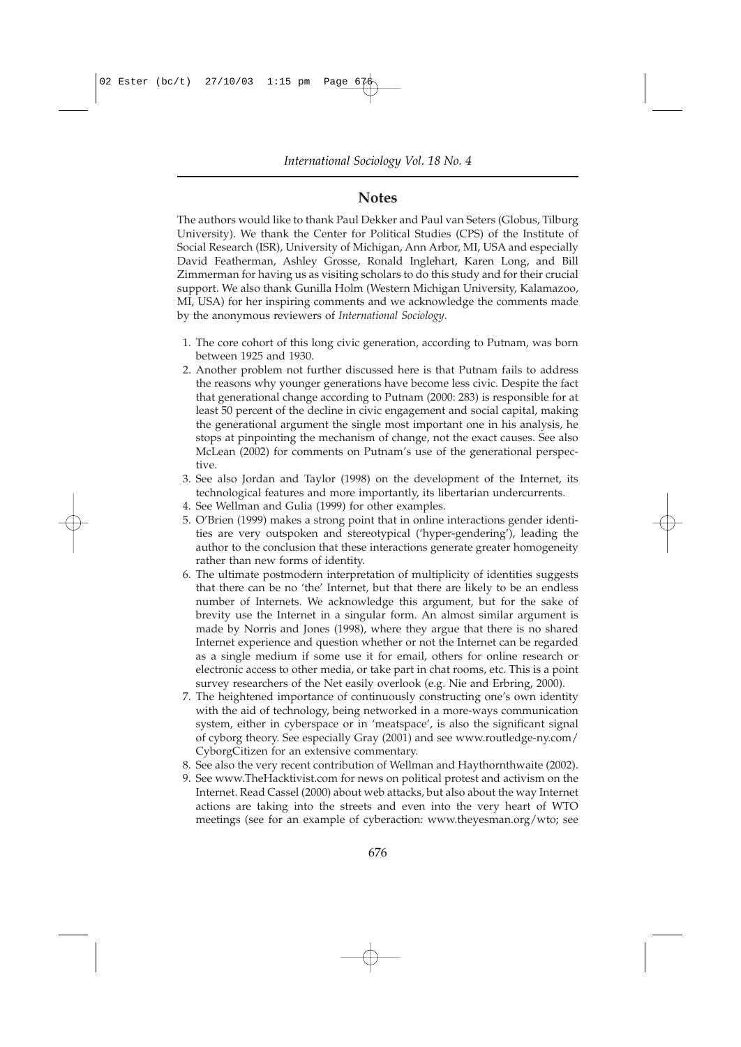## Notes

The authors would like to thank Paul Dekker and Paul van Seters (Globus, Tilburg University). We thank the Center for Political Studies (CPS) of the Institute of Social Research (ISR), University of Michigan, Ann Arbor, MI, USA and especially David Featherman, Ashley Grosse, Ronald Inglehart, Karen Long, and Bill Zimmerman for having us as visiting scholars to do this study and for their crucial support. We also thank Gunilla Holm (Western Michigan University, Kalamazoo, MI, USA) for her inspiring comments and we acknowledge the comments made by the anonymous reviewers of *International Sociology*.

1. The core cohort of this long civic generation, according to Putnam, was born between 1925 and 1930.
2. Another problem not further discussed here is that Putnam fails to address the reasons why younger generations have become less civic. Despite the fact that generational change according to Putnam (2000: 283) is responsible for at least 50 percent of the decline in civic engagement and social capital, making the generational argument the single most important one in his analysis, he stops at pinpointing the mechanism of change, not the exact causes. See also McLean (2002) for comments on Putnam's use of the generational perspective.
3. See also Jordan and Taylor (1998) on the development of the Internet, its technological features and more importantly, its libertarian undercurrents.
4. See Wellman and Gulia (1999) for other examples.
5. O'Brien (1999) makes a strong point that in online interactions gender identities are very outspoken and stereotypical ('hyper-gendering'), leading the author to the conclusion that these interactions generate greater homogeneity rather than new forms of identity.
6. The ultimate postmodern interpretation of multiplicity of identities suggests that there can be no 'the' Internet, but that there are likely to be an endless number of Internets. We acknowledge this argument, but for the sake of brevity use the Internet in a singular form. An almost similar argument is made by Norris and Jones (1998), where they argue that there is no shared Internet experience and question whether or not the Internet can be regarded as a single medium if some use it for email, others for online research or electronic access to other media, or take part in chat rooms, etc. This is a point survey researchers of the Net easily overlook (e.g. Nie and Erbring, 2000).
7. The heightened importance of continuously constructing one's own identity with the aid of technology, being networked in a more-ways communication system, either in cyberspace or in 'meatspace', is also the significant signal of cyborg theory. See especially Gray (2001) and see www.routledge-ny.com/CyborgCitizen for an extensive commentary.
8. See also the very recent contribution of Wellman and Haythornthwaite (2002).
9. See www.TheHacktivist.com for news on political protest and activism on the Internet. Read Cassel (2000) about web attacks, but also about the way Internet actions are taking into the streets and even into the very heart of WTO meetings (see for an example of cyberaction: www.theyesman.org/wto; see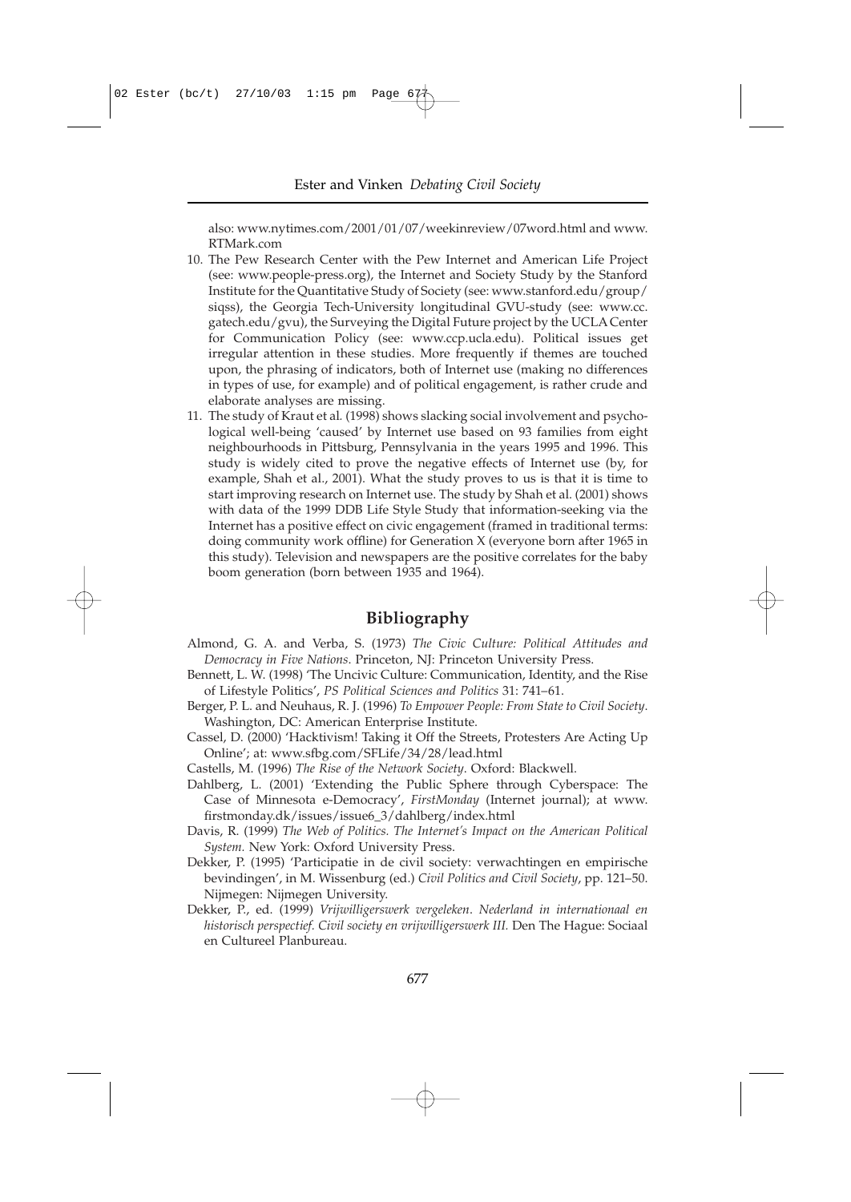also: www.nytimes.com/2001/01/07/weekinreview/07word.html and www.RTMark.com

10. The Pew Research Center with the Pew Internet and American Life Project (see: www.people-press.org), the Internet and Society Study by the Stanford Institute for the Quantitative Study of Society (see: www.stanford.edu/group/siqss), the Georgia Tech-University longitudinal GVU-study (see: www.cc.gatech.edu/gvu), the Surveying the Digital Future project by the UCLA Center for Communication Policy (see: www.ccp.ucla.edu). Political issues get irregular attention in these studies. More frequently if themes are touched upon, the phrasing of indicators, both of Internet use (making no differences in types of use, for example) and of political engagement, is rather crude and elaborate analyses are missing.
11. The study of Kraut et al. (1998) shows slacking social involvement and psychological well-being 'caused' by Internet use based on 93 families from eight neighbourhoods in Pittsburg, Pennsylvania in the years 1995 and 1996. This study is widely cited to prove the negative effects of Internet use (by, for example, Shah et al., 2001). What the study proves to us is that it is time to start improving research on Internet use. The study by Shah et al. (2001) shows with data of the 1999 DDB Life Style Study that information-seeking via the Internet has a positive effect on civic engagement (framed in traditional terms: doing community work offline) for Generation X (everyone born after 1965 in this study). Television and newspapers are the positive correlates for the baby boom generation (born between 1935 and 1964).

## Bibliography

Almond, G. A. and Verba, S. (1973) *The Civic Culture: Political Attitudes and Democracy in Five Nations*. Princeton, NJ: Princeton University Press.

Bennett, L. W. (1998) 'The Uncivic Culture: Communication, Identity, and the Rise of Lifestyle Politics', *PS Political Sciences and Politics* 31: 741–61.

Berger, P. L. and Neuhaus, R. J. (1996) *To Empower People: From State to Civil Society*. Washington, DC: American Enterprise Institute.

Cassel, D. (2000) 'Hacktivism! Taking it Off the Streets, Protesters Are Acting Up Online'; at: www.sfbg.com/SFLife/34/28/lead.html

Castells, M. (1996) *The Rise of the Network Society*. Oxford: Blackwell.

Dahlberg, L. (2001) 'Extending the Public Sphere through Cyberspace: The Case of Minnesota e-Democracy', *FirstMonday* (Internet journal); at www.firstmonday.dk/issues/issue6_3/dahlberg/index.html

Davis, R. (1999) *The Web of Politics. The Internet's Impact on the American Political System*. New York: Oxford University Press.

Dekker, P. (1995) 'Participatie in de civil society: verwachtingen en empirische bevindingen', in M. Wissenburg (ed.) *Civil Politics and Civil Society*, pp. 121–50. Nijmegen: Nijmegen University.

Dekker, P., ed. (1999) *Vrijwilligerswerk vergeleken. Nederland in internationaal en historisch perspectief. Civil society en vrijwilligerswerk III*. Den The Hague: Sociaal en Cultureel Planbureau.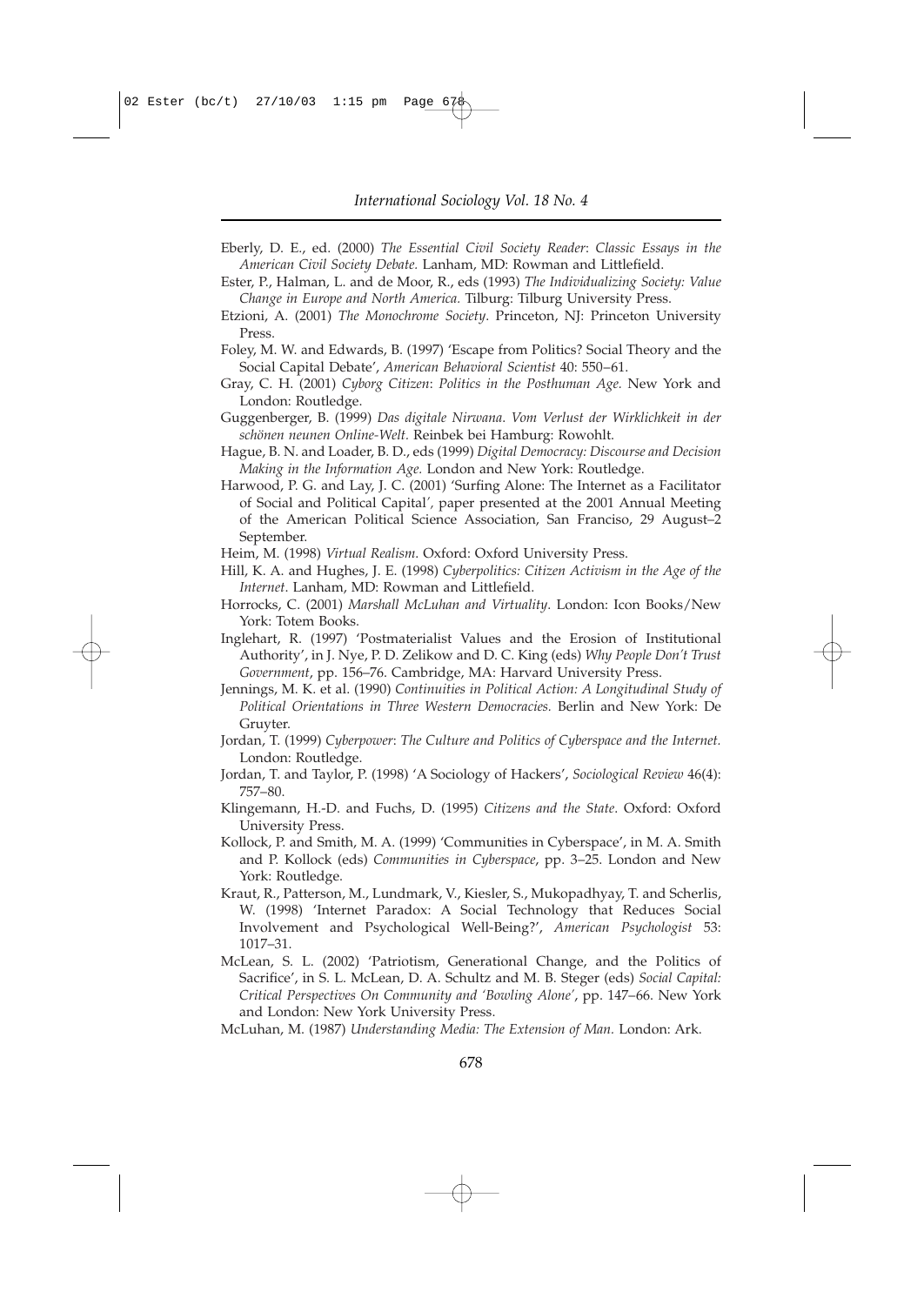Eberly, D. E., ed. (2000) *The Essential Civil Society Reader*: *Classic Essays in the American Civil Society Debate.* Lanham, MD: Rowman and Littlefield.

Ester, P., Halman, L. and de Moor, R., eds (1993) *The Individualizing Society: Value Change in Europe and North America.* Tilburg: Tilburg University Press.

Etzioni, A. (2001) *The Monochrome Society*. Princeton, NJ: Princeton University Press.

Foley, M. W. and Edwards, B. (1997) 'Escape from Politics? Social Theory and the Social Capital Debate', *American Behavioral Scientist* 40: 550–61.

Gray, C. H. (2001) *Cyborg Citizen*: *Politics in the Posthuman Age.* New York and London: Routledge.

Guggenberger, B. (1999) *Das digitale Nirwana*. *Vom Verlust der Wirklichkeit in der schönen neunen Online-Welt.* Reinbek bei Hamburg: Rowohlt.

Hague, B. N. and Loader, B. D., eds (1999) *Digital Democracy: Discourse and Decision Making in the Information Age.* London and New York: Routledge.

Harwood, P. G. and Lay, J. C. (2001) 'Surfing Alone: The Internet as a Facilitator of Social and Political Capital', paper presented at the 2001 Annual Meeting of the American Political Science Association, San Franciso, 29 August–2 September.

Heim, M. (1998) *Virtual Realism.* Oxford: Oxford University Press.

Hill, K. A. and Hughes, J. E. (1998) *Cyberpolitics: Citizen Activism in the Age of the Internet.* Lanham, MD: Rowman and Littlefield.

Horrocks, C. (2001) *Marshall McLuhan and Virtuality*. London: Icon Books/New York: Totem Books.

Inglehart, R. (1997) 'Postmaterialist Values and the Erosion of Institutional Authority', in J. Nye, P. D. Zelikow and D. C. King (eds) *Why People Don't Trust Government*, pp. 156–76. Cambridge, MA: Harvard University Press.

Jennings, M. K. et al. (1990) *Continuities in Political Action: A Longitudinal Study of Political Orientations in Three Western Democracies.* Berlin and New York: De Gruyter.

Jordan, T. (1999) *Cyberpower*: *The Culture and Politics of Cyberspace and the Internet.* London: Routledge.

Jordan, T. and Taylor, P. (1998) 'A Sociology of Hackers', *Sociological Review* 46(4): 757–80.

Klingemann, H.-D. and Fuchs, D. (1995) *Citizens and the State.* Oxford: Oxford University Press.

Kollock, P. and Smith, M. A. (1999) 'Communities in Cyberspace', in M. A. Smith and P. Kollock (eds) *Communities in Cyberspace*, pp. 3–25. London and New York: Routledge.

Kraut, R., Patterson, M., Lundmark, V., Kiesler, S., Mukopadhyay, T. and Scherlis, W. (1998) 'Internet Paradox: A Social Technology that Reduces Social Involvement and Psychological Well-Being?', *American Psychologist* 53: 1017–31.

McLean, S. L. (2002) 'Patriotism, Generational Change, and the Politics of Sacrifice', in S. L. McLean, D. A. Schultz and M. B. Steger (eds) *Social Capital: Critical Perspectives On Community and 'Bowling Alone'*, pp. 147–66. New York and London: New York University Press.

McLuhan, M. (1987) *Understanding Media: The Extension of Man.* London: Ark.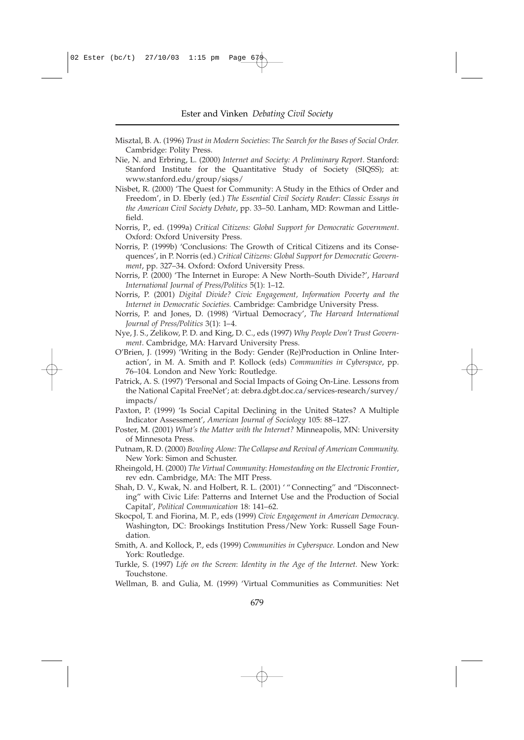Misztal, B. A. (1996) *Trust in Modern Societies*: *The Search for the Bases of Social Order.* Cambridge: Polity Press.

Nie, N. and Erbring, L. (2000) *Internet and Society: A Preliminary Report*. Stanford: Stanford Institute for the Quantitative Study of Society (SIQSS); at: www.stanford.edu/group/siqss/

Nisbet, R. (2000) 'The Quest for Community: A Study in the Ethics of Order and Freedom', in D. Eberly (ed.) *The Essential Civil Society Reader*: *Classic Essays in the American Civil Society Debate*, pp. 33–50. Lanham, MD: Rowman and Littlefield.

Norris, P., ed. (1999a) *Critical Citizens: Global Support for Democratic Government*. Oxford: Oxford University Press.

Norris, P. (1999b) 'Conclusions: The Growth of Critical Citizens and its Consequences', in P. Norris (ed.) *Critical Citizens: Global Support for Democratic Government*, pp. 327–34. Oxford: Oxford University Press.

Norris, P. (2000) 'The Internet in Europe: A New North–South Divide?', *Harvard International Journal of Press/Politics* 5(1): 1–12.

Norris, P. (2001) *Digital Divide? Civic Engagement, Information Poverty and the Internet in Democratic Societies.* Cambridge: Cambridge University Press.

Norris, P. and Jones, D. (1998) 'Virtual Democracy', *The Harvard International Journal of Press/Politics* 3(1): 1–4.

Nye, J. S., Zelikow, P. D. and King, D. C., eds (1997) *Why People Don't Trust Government*. Cambridge, MA: Harvard University Press.

O'Brien, J. (1999) 'Writing in the Body: Gender (Re)Production in Online Interaction', in M. A. Smith and P. Kollock (eds) *Communities in Cyberspace*, pp. 76–104. London and New York: Routledge.

Patrick, A. S. (1997) 'Personal and Social Impacts of Going On-Line. Lessons from the National Capital FreeNet'; at: debra.dgbt.doc.ca/services-research/survey/impacts/

Paxton, P. (1999) 'Is Social Capital Declining in the United States? A Multiple Indicator Assessment', *American Journal of Sociology* 105: 88–127.

Poster, M. (2001) *What's the Matter with the Internet?* Minneapolis, MN: University of Minnesota Press.

Putnam, R. D. (2000) *Bowling Alone: The Collapse and Revival of American Community.* New York: Simon and Schuster.

Rheingold, H. (2000) *The Virtual Community*: *Homesteading on the Electronic Frontier*, rev edn. Cambridge, MA: The MIT Press.

Shah, D. V., Kwak, N. and Holbert, R. L. (2001) '"Connecting" and "Disconnecting" with Civic Life: Patterns and Internet Use and the Production of Social Capital', *Political Communication* 18: 141–62.

Skocpol, T. and Fiorina, M. P., eds (1999) *Civic Engagement in American Democracy*. Washington, DC: Brookings Institution Press/New York: Russell Sage Foundation.

Smith, A. and Kollock, P., eds (1999) *Communities in Cyberspace.* London and New York: Routledge.

Turkle, S. (1997) *Life on the Screen*: *Identity in the Age of the Internet.* New York: Touchstone.

Wellman, B. and Gulia, M. (1999) 'Virtual Communities as Communities: Net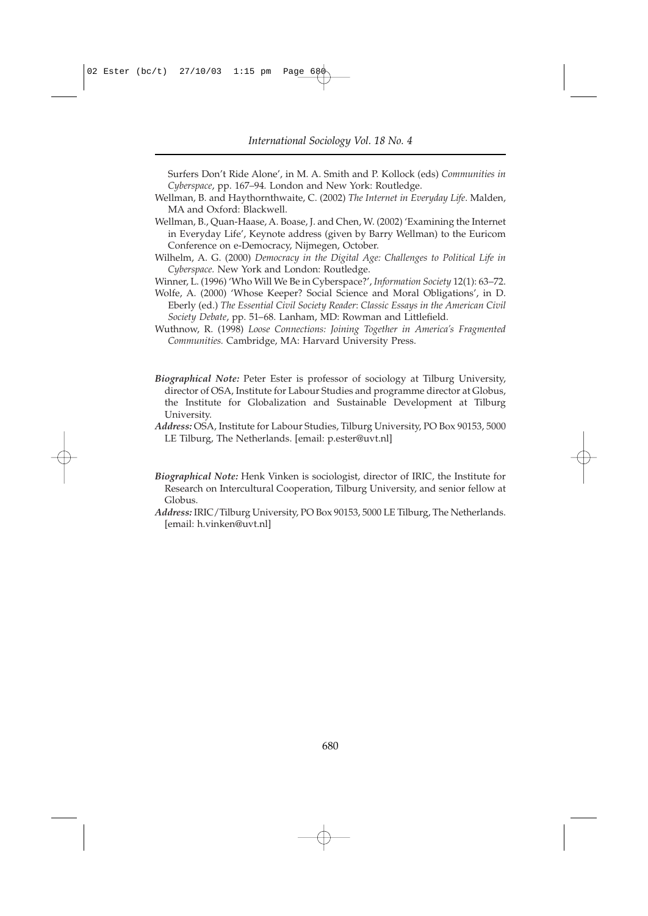Surfers Don't Ride Alone', in M. A. Smith and P. Kollock (eds) *Communities in Cyberspace*, pp. 167–94. London and New York: Routledge.

Wellman, B. and Haythornthwaite, C. (2002) *The Internet in Everyday Life*. Malden, MA and Oxford: Blackwell.

Wellman, B., Quan-Haase, A. Boase, J. and Chen, W. (2002) 'Examining the Internet in Everyday Life', Keynote address (given by Barry Wellman) to the Euricom Conference on e-Democracy, Nijmegen, October.

Wilhelm, A. G. (2000) *Democracy in the Digital Age: Challenges to Political Life in Cyberspace*. New York and London: Routledge.

Winner, L. (1996) 'Who Will We Be in Cyberspace?', *Information Society* 12(1): 63–72.

Wolfe, A. (2000) 'Whose Keeper? Social Science and Moral Obligations', in D. Eberly (ed.) *The Essential Civil Society Reader: Classic Essays in the American Civil Society Debate*, pp. 51–68. Lanham, MD: Rowman and Littlefield.

Wuthnow, R. (1998) *Loose Connections: Joining Together in America's Fragmented Communities*. Cambridge, MA: Harvard University Press.

***Biographical Note:*** Peter Ester is professor of sociology at Tilburg University, director of OSA, Institute for Labour Studies and programme director at Globus, the Institute for Globalization and Sustainable Development at Tilburg University.

***Address:*** OSA, Institute for Labour Studies, Tilburg University, PO Box 90153, 5000 LE Tilburg, The Netherlands. [email: p.ester@uvt.nl]

***Biographical Note:*** Henk Vinken is sociologist, director of IRIC, the Institute for Research on Intercultural Cooperation, Tilburg University, and senior fellow at Globus.

***Address:*** IRIC/Tilburg University, PO Box 90153, 5000 LE Tilburg, The Netherlands. [email: h.vinken@uvt.nl]